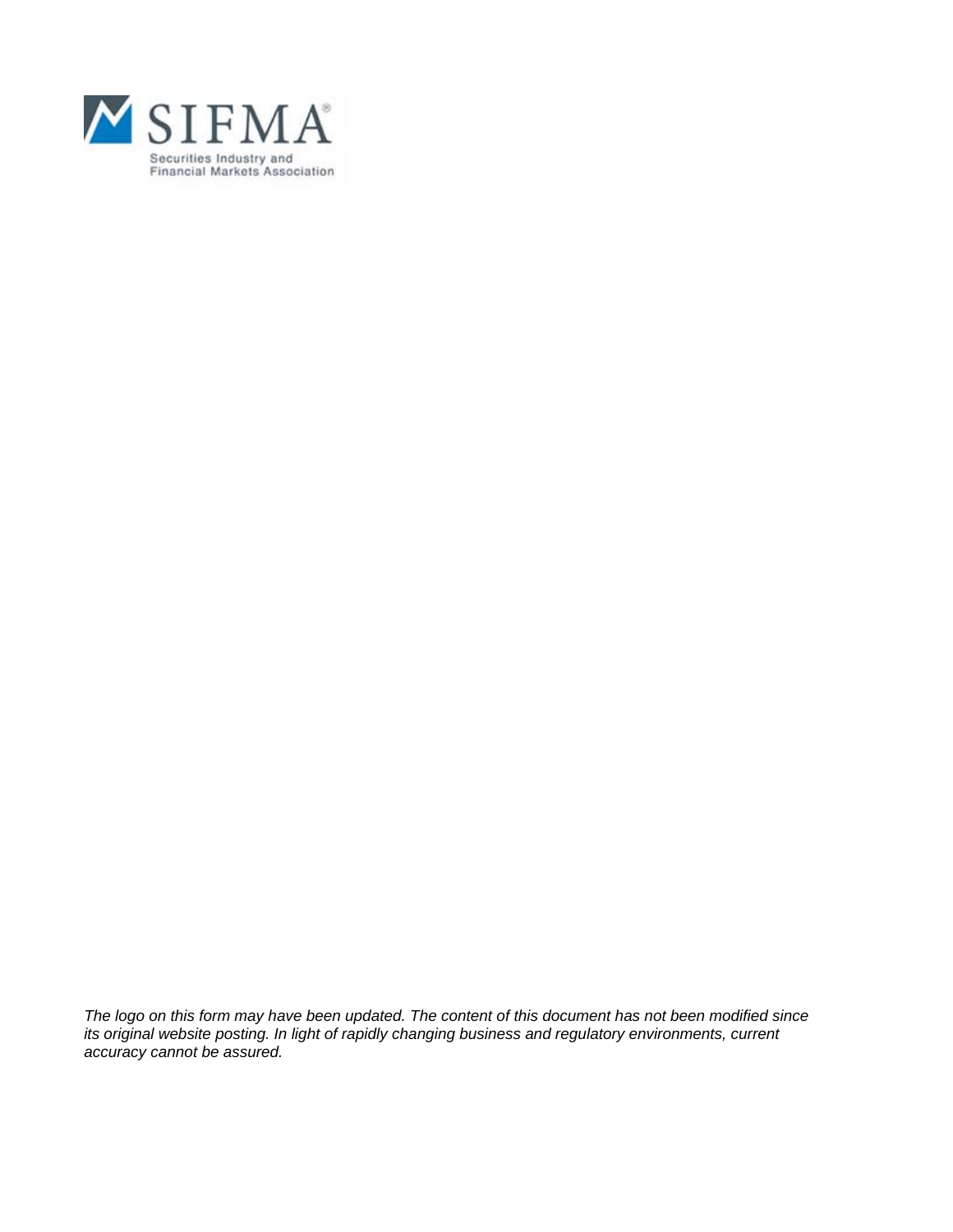SIFMA®

Securities Industry and Financial Markets Association

*The logo on this form may have been updated. The content of this document has not been modified since its original website posting. In light of rapidly changing business and regulatory environments, current accuracy cannot be assured.*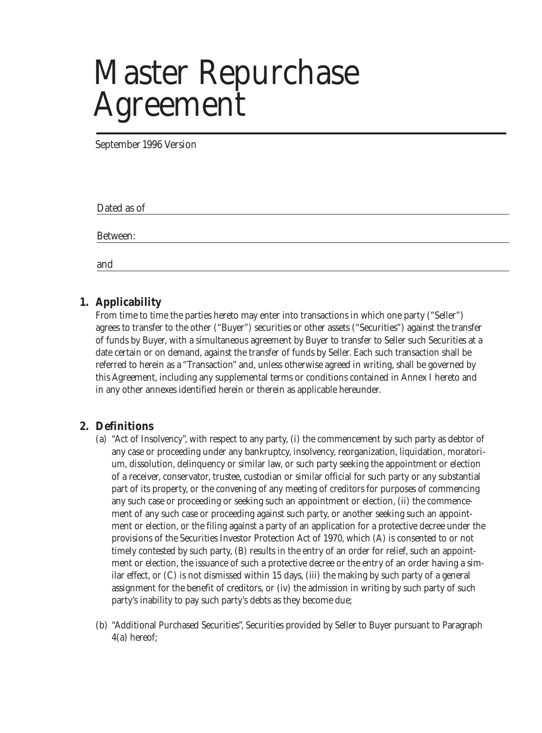# Master Repurchase Agreement

September 1996 Version

Dated as of \_\_\_\_\_\_\_\_\_\_\_\_\_\_\_\_\_\_\_\_\_\_\_\_\_\_\_\_\_\_

Between: \_\_\_\_\_\_\_\_\_\_\_\_\_\_\_\_\_\_\_\_\_\_\_\_\_\_\_\_\_\_

and \_\_\_\_\_\_\_\_\_\_\_\_\_\_\_\_\_\_\_\_\_\_\_\_\_\_\_\_\_\_

## 1. Applicability

From time to time the parties hereto may enter into transactions in which one party ("Seller") agrees to transfer to the other ("Buyer") securities or other assets ("Securities") against the transfer of funds by Buyer, with a simultaneous agreement by Buyer to transfer to Seller such Securities at a date certain or on demand, against the transfer of funds by Seller. Each such transaction shall be referred to herein as a "Transaction" and, unless otherwise agreed in writing, shall be governed by this Agreement, including any supplemental terms or conditions contained in Annex I hereto and in any other annexes identified herein or therein as applicable hereunder.

## 2. Definitions

(a) "Act of Insolvency", with respect to any party, (i) the commencement by such party as debtor of any case or proceeding under any bankruptcy, insolvency, reorganization, liquidation, moratorium, dissolution, delinquency or similar law, or such party seeking the appointment or election of a receiver, conservator, trustee, custodian or similar official for such party or any substantial part of its property, or the convening of any meeting of creditors for purposes of commencing any such case or proceeding or seeking such an appointment or election, (ii) the commencement of any such case or proceeding against such party, or another seeking such an appointment or election, or the filing against a party of an application for a protective decree under the provisions of the Securities Investor Protection Act of 1970, which (A) is consented to or not timely contested by such party, (B) results in the entry of an order for relief, such an appointment or election, the issuance of such a protective decree or the entry of an order having a similar effect, or (C) is not dismissed within 15 days, (iii) the making by such party of a general assignment for the benefit of creditors, or (iv) the admission in writing by such party of such party's inability to pay such party's debts as they become due;

(b) "Additional Purchased Securities", Securities provided by Seller to Buyer pursuant to Paragraph 4(a) hereof;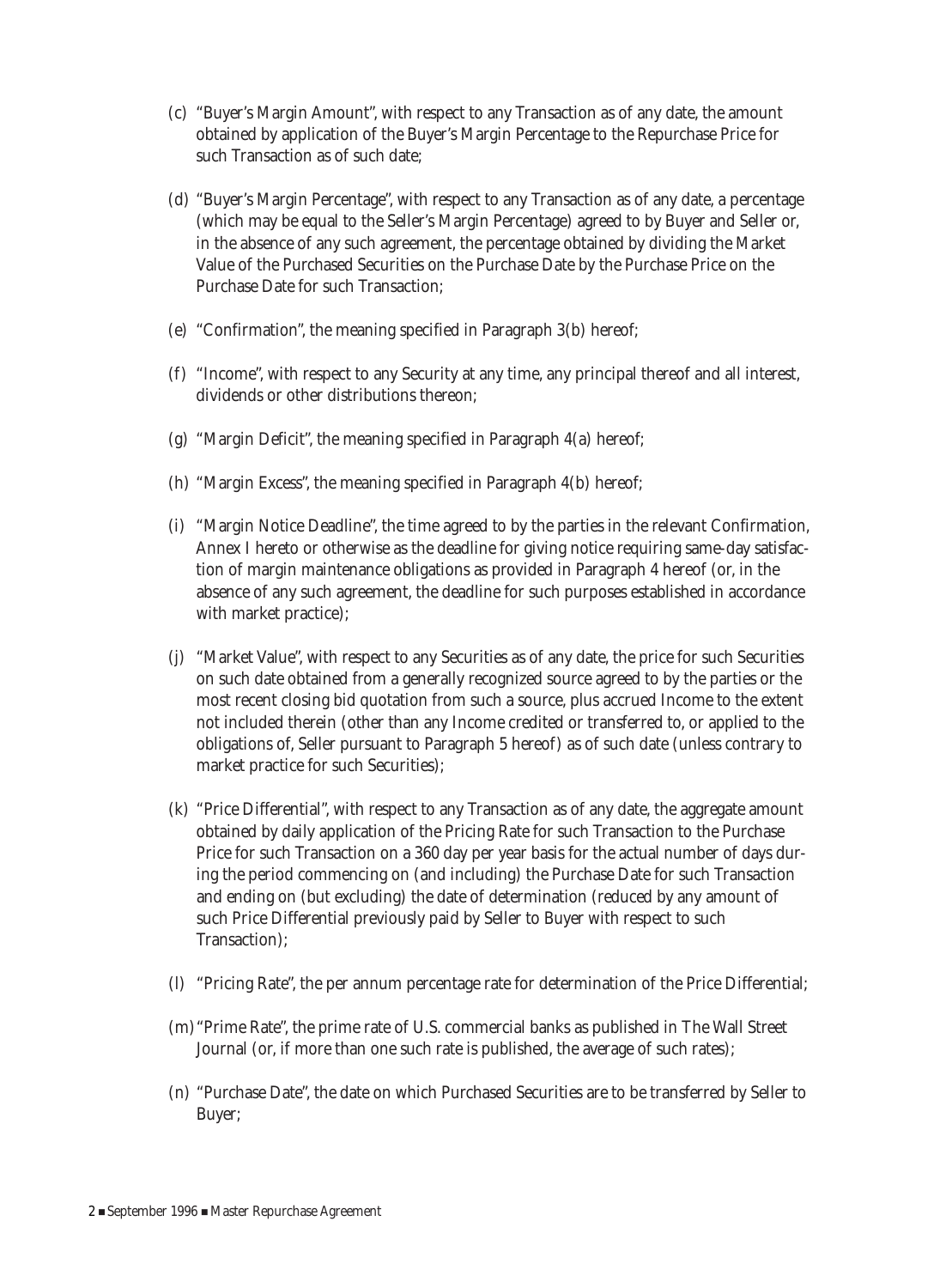(c) "Buyer's Margin Amount", with respect to any Transaction as of any date, the amount obtained by application of the Buyer's Margin Percentage to the Repurchase Price for such Transaction as of such date;

(d) "Buyer's Margin Percentage", with respect to any Transaction as of any date, a percentage (which may be equal to the Seller's Margin Percentage) agreed to by Buyer and Seller or, in the absence of any such agreement, the percentage obtained by dividing the Market Value of the Purchased Securities on the Purchase Date by the Purchase Price on the Purchase Date for such Transaction;

(e) "Confirmation", the meaning specified in Paragraph 3(b) hereof;

(f) "Income", with respect to any Security at any time, any principal thereof and all interest, dividends or other distributions thereon;

(g) "Margin Deficit", the meaning specified in Paragraph 4(a) hereof;

(h) "Margin Excess", the meaning specified in Paragraph 4(b) hereof;

(i) "Margin Notice Deadline", the time agreed to by the parties in the relevant Confirmation, Annex I hereto or otherwise as the deadline for giving notice requiring same-day satisfaction of margin maintenance obligations as provided in Paragraph 4 hereof (or, in the absence of any such agreement, the deadline for such purposes established in accordance with market practice);

(j) "Market Value", with respect to any Securities as of any date, the price for such Securities on such date obtained from a generally recognized source agreed to by the parties or the most recent closing bid quotation from such a source, plus accrued Income to the extent not included therein (other than any Income credited or transferred to, or applied to the obligations of, Seller pursuant to Paragraph 5 hereof) as of such date (unless contrary to market practice for such Securities);

(k) "Price Differential", with respect to any Transaction as of any date, the aggregate amount obtained by daily application of the Pricing Rate for such Transaction to the Purchase Price for such Transaction on a 360 day per year basis for the actual number of days during the period commencing on (and including) the Purchase Date for such Transaction and ending on (but excluding) the date of determination (reduced by any amount of such Price Differential previously paid by Seller to Buyer with respect to such Transaction);

(l) "Pricing Rate", the per annum percentage rate for determination of the Price Differential;

(m) "Prime Rate", the prime rate of U.S. commercial banks as published in The Wall Street Journal (or, if more than one such rate is published, the average of such rates);

(n) "Purchase Date", the date on which Purchased Securities are to be transferred by Seller to Buyer;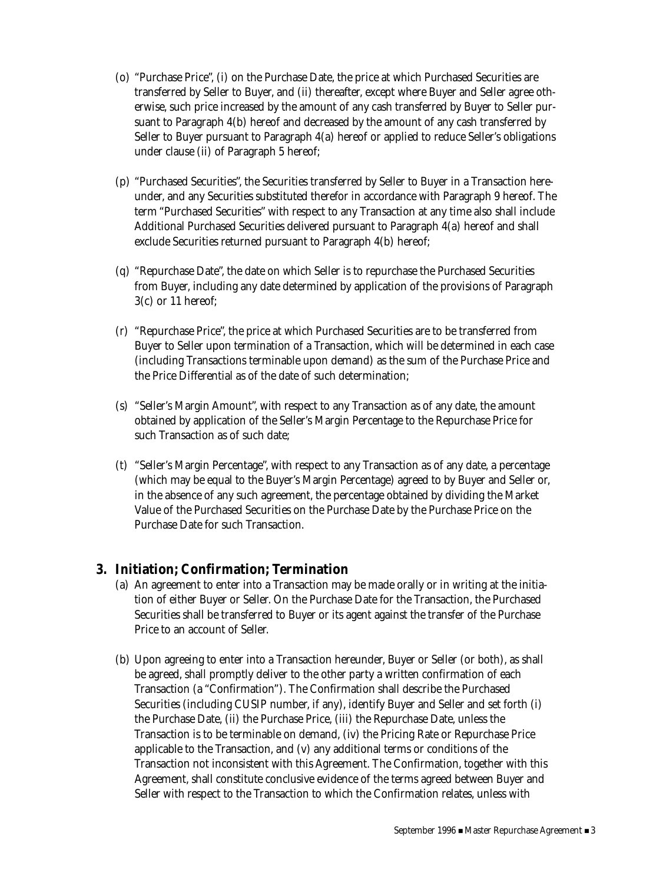(o) "Purchase Price", (i) on the Purchase Date, the price at which Purchased Securities are transferred by Seller to Buyer, and (ii) thereafter, except where Buyer and Seller agree otherwise, such price increased by the amount of any cash transferred by Buyer to Seller pursuant to Paragraph 4(b) hereof and decreased by the amount of any cash transferred by Seller to Buyer pursuant to Paragraph 4(a) hereof or applied to reduce Seller's obligations under clause (ii) of Paragraph 5 hereof;

(p) "Purchased Securities", the Securities transferred by Seller to Buyer in a Transaction hereunder, and any Securities substituted therefor in accordance with Paragraph 9 hereof. The term "Purchased Securities" with respect to any Transaction at any time also shall include Additional Purchased Securities delivered pursuant to Paragraph 4(a) hereof and shall exclude Securities returned pursuant to Paragraph 4(b) hereof;

(q) "Repurchase Date", the date on which Seller is to repurchase the Purchased Securities from Buyer, including any date determined by application of the provisions of Paragraph 3(c) or 11 hereof;

(r) "Repurchase Price", the price at which Purchased Securities are to be transferred from Buyer to Seller upon termination of a Transaction, which will be determined in each case (including Transactions terminable upon demand) as the sum of the Purchase Price and the Price Differential as of the date of such determination;

(s) "Seller's Margin Amount", with respect to any Transaction as of any date, the amount obtained by application of the Seller's Margin Percentage to the Repurchase Price for such Transaction as of such date;

(t) "Seller's Margin Percentage", with respect to any Transaction as of any date, a percentage (which may be equal to the Buyer's Margin Percentage) agreed to by Buyer and Seller or, in the absence of any such agreement, the percentage obtained by dividing the Market Value of the Purchased Securities on the Purchase Date by the Purchase Price on the Purchase Date for such Transaction.

## 3. Initiation; Confirmation; Termination

(a) An agreement to enter into a Transaction may be made orally or in writing at the initiation of either Buyer or Seller. On the Purchase Date for the Transaction, the Purchased Securities shall be transferred to Buyer or its agent against the transfer of the Purchase Price to an account of Seller.

(b) Upon agreeing to enter into a Transaction hereunder, Buyer or Seller (or both), as shall be agreed, shall promptly deliver to the other party a written confirmation of each Transaction (a "Confirmation"). The Confirmation shall describe the Purchased Securities (including CUSIP number, if any), identify Buyer and Seller and set forth (i) the Purchase Date, (ii) the Purchase Price, (iii) the Repurchase Date, unless the Transaction is to be terminable on demand, (iv) the Pricing Rate or Repurchase Price applicable to the Transaction, and (v) any additional terms or conditions of the Transaction not inconsistent with this Agreement. The Confirmation, together with this Agreement, shall constitute conclusive evidence of the terms agreed between Buyer and Seller with respect to the Transaction to which the Confirmation relates, unless with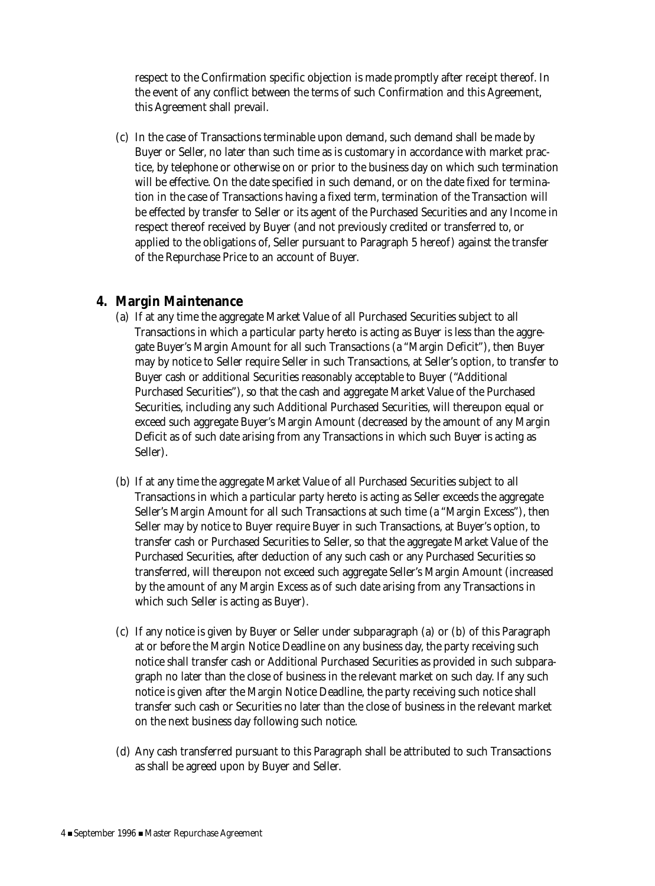respect to the Confirmation specific objection is made promptly after receipt thereof. In the event of any conflict between the terms of such Confirmation and this Agreement, this Agreement shall prevail.

(c) In the case of Transactions terminable upon demand, such demand shall be made by Buyer or Seller, no later than such time as is customary in accordance with market practice, by telephone or otherwise on or prior to the business day on which such termination will be effective. On the date specified in such demand, or on the date fixed for termination in the case of Transactions having a fixed term, termination of the Transaction will be effected by transfer to Seller or its agent of the Purchased Securities and any Income in respect thereof received by Buyer (and not previously credited or transferred to, or applied to the obligations of, Seller pursuant to Paragraph 5 hereof) against the transfer of the Repurchase Price to an account of Buyer.

## 4. Margin Maintenance

(a) If at any time the aggregate Market Value of all Purchased Securities subject to all Transactions in which a particular party hereto is acting as Buyer is less than the aggregate Buyer's Margin Amount for all such Transactions (a "Margin Deficit"), then Buyer may by notice to Seller require Seller in such Transactions, at Seller's option, to transfer to Buyer cash or additional Securities reasonably acceptable to Buyer ("Additional Purchased Securities"), so that the cash and aggregate Market Value of the Purchased Securities, including any such Additional Purchased Securities, will thereupon equal or exceed such aggregate Buyer's Margin Amount (decreased by the amount of any Margin Deficit as of such date arising from any Transactions in which such Buyer is acting as Seller).

(b) If at any time the aggregate Market Value of all Purchased Securities subject to all Transactions in which a particular party hereto is acting as Seller exceeds the aggregate Seller's Margin Amount for all such Transactions at such time (a "Margin Excess"), then Seller may by notice to Buyer require Buyer in such Transactions, at Buyer's option, to transfer cash or Purchased Securities to Seller, so that the aggregate Market Value of the Purchased Securities, after deduction of any such cash or any Purchased Securities so transferred, will thereupon not exceed such aggregate Seller's Margin Amount (increased by the amount of any Margin Excess as of such date arising from any Transactions in which such Seller is acting as Buyer).

(c) If any notice is given by Buyer or Seller under subparagraph (a) or (b) of this Paragraph at or before the Margin Notice Deadline on any business day, the party receiving such notice shall transfer cash or Additional Purchased Securities as provided in such subparagraph no later than the close of business in the relevant market on such day. If any such notice is given after the Margin Notice Deadline, the party receiving such notice shall transfer such cash or Securities no later than the close of business in the relevant market on the next business day following such notice.

(d) Any cash transferred pursuant to this Paragraph shall be attributed to such Transactions as shall be agreed upon by Buyer and Seller.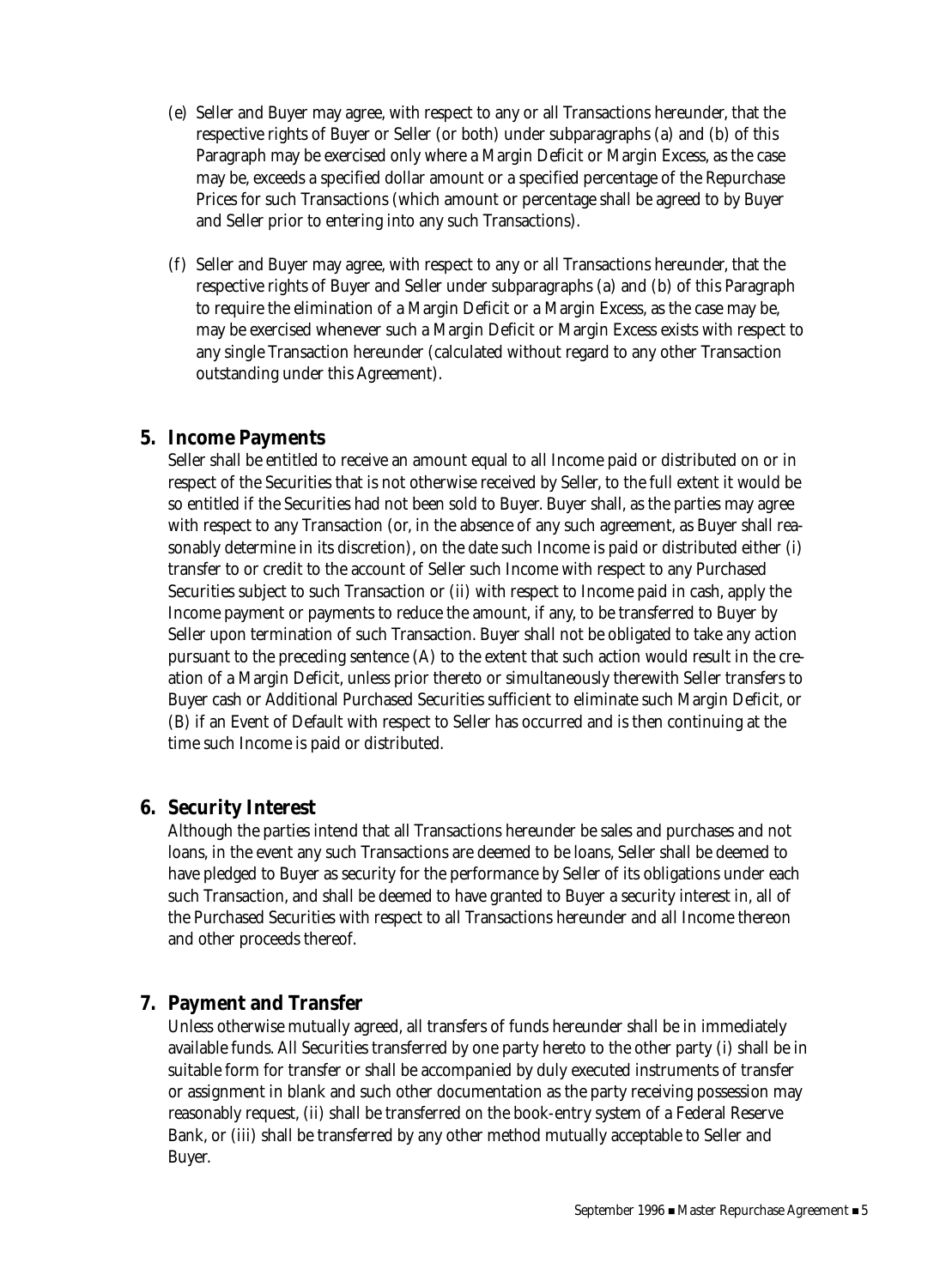(e) Seller and Buyer may agree, with respect to any or all Transactions hereunder, that the respective rights of Buyer or Seller (or both) under subparagraphs (a) and (b) of this Paragraph may be exercised only where a Margin Deficit or Margin Excess, as the case may be, exceeds a specified dollar amount or a specified percentage of the Repurchase Prices for such Transactions (which amount or percentage shall be agreed to by Buyer and Seller prior to entering into any such Transactions).

(f) Seller and Buyer may agree, with respect to any or all Transactions hereunder, that the respective rights of Buyer and Seller under subparagraphs (a) and (b) of this Paragraph to require the elimination of a Margin Deficit or a Margin Excess, as the case may be, may be exercised whenever such a Margin Deficit or Margin Excess exists with respect to any single Transaction hereunder (calculated without regard to any other Transaction outstanding under this Agreement).

## 5. Income Payments

Seller shall be entitled to receive an amount equal to all Income paid or distributed on or in respect of the Securities that is not otherwise received by Seller, to the full extent it would be so entitled if the Securities had not been sold to Buyer. Buyer shall, as the parties may agree with respect to any Transaction (or, in the absence of any such agreement, as Buyer shall reasonably determine in its discretion), on the date such Income is paid or distributed either (i) transfer to or credit to the account of Seller such Income with respect to any Purchased Securities subject to such Transaction or (ii) with respect to Income paid in cash, apply the Income payment or payments to reduce the amount, if any, to be transferred to Buyer by Seller upon termination of such Transaction. Buyer shall not be obligated to take any action pursuant to the preceding sentence (A) to the extent that such action would result in the creation of a Margin Deficit, unless prior thereto or simultaneously therewith Seller transfers to Buyer cash or Additional Purchased Securities sufficient to eliminate such Margin Deficit, or (B) if an Event of Default with respect to Seller has occurred and is then continuing at the time such Income is paid or distributed.

## 6. Security Interest

Although the parties intend that all Transactions hereunder be sales and purchases and not loans, in the event any such Transactions are deemed to be loans, Seller shall be deemed to have pledged to Buyer as security for the performance by Seller of its obligations under each such Transaction, and shall be deemed to have granted to Buyer a security interest in, all of the Purchased Securities with respect to all Transactions hereunder and all Income thereon and other proceeds thereof.

## 7. Payment and Transfer

Unless otherwise mutually agreed, all transfers of funds hereunder shall be in immediately available funds. All Securities transferred by one party hereto to the other party (i) shall be in suitable form for transfer or shall be accompanied by duly executed instruments of transfer or assignment in blank and such other documentation as the party receiving possession may reasonably request, (ii) shall be transferred on the book-entry system of a Federal Reserve Bank, or (iii) shall be transferred by any other method mutually acceptable to Seller and Buyer.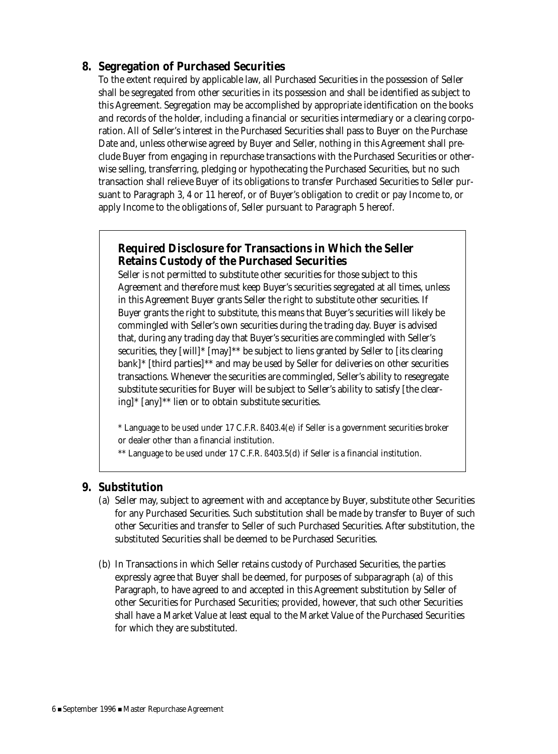## 8. Segregation of Purchased Securities

To the extent required by applicable law, all Purchased Securities in the possession of Seller shall be segregated from other securities in its possession and shall be identified as subject to this Agreement. Segregation may be accomplished by appropriate identification on the books and records of the holder, including a financial or securities intermediary or a clearing corporation. All of Seller's interest in the Purchased Securities shall pass to Buyer on the Purchase Date and, unless otherwise agreed by Buyer and Seller, nothing in this Agreement shall preclude Buyer from engaging in repurchase transactions with the Purchased Securities or otherwise selling, transferring, pledging or hypothecating the Purchased Securities, but no such transaction shall relieve Buyer of its obligations to transfer Purchased Securities to Seller pursuant to Paragraph 3, 4 or 11 hereof, or of Buyer's obligation to credit or pay Income to, or apply Income to the obligations of, Seller pursuant to Paragraph 5 hereof.

### Required Disclosure for Transactions in Which the Seller Retains Custody of the Purchased Securities

Seller is not permitted to substitute other securities for those subject to this Agreement and therefore must keep Buyer's securities segregated at all times, unless in this Agreement Buyer grants Seller the right to substitute other securities. If Buyer grants the right to substitute, this means that Buyer's securities will likely be commingled with Seller's own securities during the trading day. Buyer is advised that, during any trading day that Buyer's securities are commingled with Seller's securities, they [will]* [may]** be subject to liens granted by Seller to [its clearing bank]* [third parties]** and may be used by Seller for deliveries on other securities transactions. Whenever the securities are commingled, Seller's ability to resegregate substitute securities for Buyer will be subject to Seller's ability to satisfy [the clearing]* [any]** lien or to obtain substitute securities.

\* Language to be used under 17 C.F.R. ß403.4(e) if Seller is a government securities broker or dealer other than a financial institution.

\*\* Language to be used under 17 C.F.R. ß403.5(d) if Seller is a financial institution.

## 9. Substitution

(a) Seller may, subject to agreement with and acceptance by Buyer, substitute other Securities for any Purchased Securities. Such substitution shall be made by transfer to Buyer of such other Securities and transfer to Seller of such Purchased Securities. After substitution, the substituted Securities shall be deemed to be Purchased Securities.

(b) In Transactions in which Seller retains custody of Purchased Securities, the parties expressly agree that Buyer shall be deemed, for purposes of subparagraph (a) of this Paragraph, to have agreed to and accepted in this Agreement substitution by Seller of other Securities for Purchased Securities; provided, however, that such other Securities shall have a Market Value at least equal to the Market Value of the Purchased Securities for which they are substituted.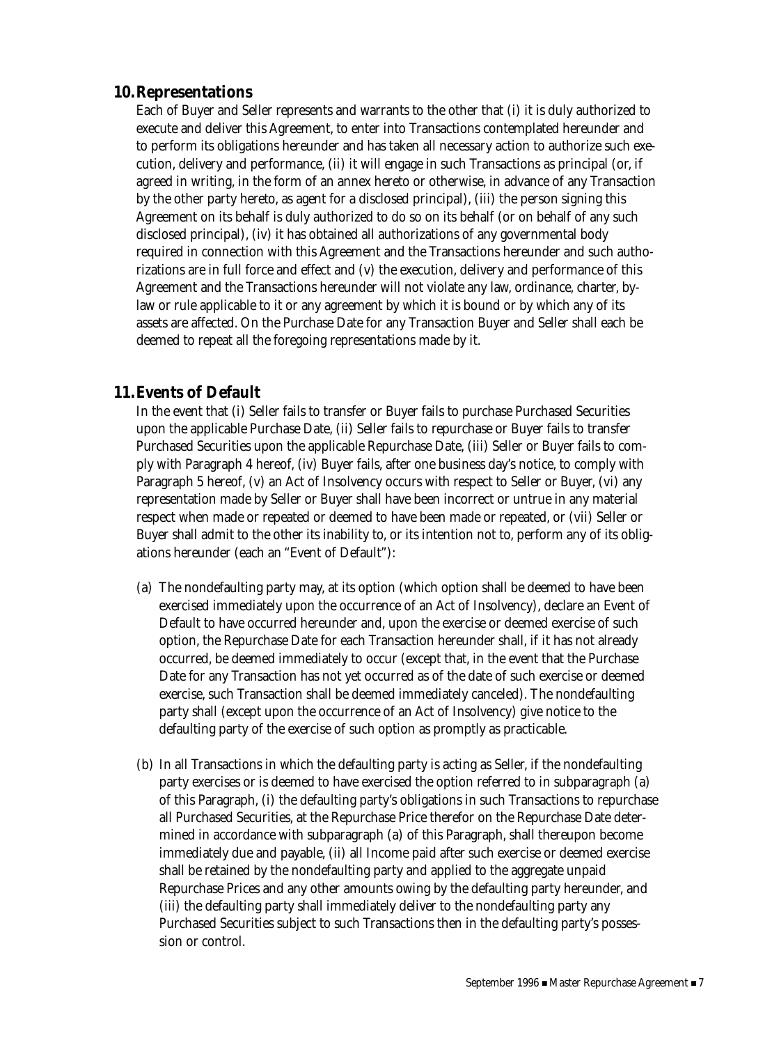## 10. Representations

Each of Buyer and Seller represents and warrants to the other that (i) it is duly authorized to execute and deliver this Agreement, to enter into Transactions contemplated hereunder and to perform its obligations hereunder and has taken all necessary action to authorize such execution, delivery and performance, (ii) it will engage in such Transactions as principal (or, if agreed in writing, in the form of an annex hereto or otherwise, in advance of any Transaction by the other party hereto, as agent for a disclosed principal), (iii) the person signing this Agreement on its behalf is duly authorized to do so on its behalf (or on behalf of any such disclosed principal), (iv) it has obtained all authorizations of any governmental body required in connection with this Agreement and the Transactions hereunder and such authorizations are in full force and effect and (v) the execution, delivery and performance of this Agreement and the Transactions hereunder will not violate any law, ordinance, charter, bylaw or rule applicable to it or any agreement by which it is bound or by which any of its assets are affected. On the Purchase Date for any Transaction Buyer and Seller shall each be deemed to repeat all the foregoing representations made by it.

## 11. Events of Default

In the event that (i) Seller fails to transfer or Buyer fails to purchase Purchased Securities upon the applicable Purchase Date, (ii) Seller fails to repurchase or Buyer fails to transfer Purchased Securities upon the applicable Repurchase Date, (iii) Seller or Buyer fails to comply with Paragraph 4 hereof, (iv) Buyer fails, after one business day's notice, to comply with Paragraph 5 hereof, (v) an Act of Insolvency occurs with respect to Seller or Buyer, (vi) any representation made by Seller or Buyer shall have been incorrect or untrue in any material respect when made or repeated or deemed to have been made or repeated, or (vii) Seller or Buyer shall admit to the other its inability to, or its intention not to, perform any of its obligations hereunder (each an "Event of Default"):

(a) The nondefaulting party may, at its option (which option shall be deemed to have been exercised immediately upon the occurrence of an Act of Insolvency), declare an Event of Default to have occurred hereunder and, upon the exercise or deemed exercise of such option, the Repurchase Date for each Transaction hereunder shall, if it has not already occurred, be deemed immediately to occur (except that, in the event that the Purchase Date for any Transaction has not yet occurred as of the date of such exercise or deemed exercise, such Transaction shall be deemed immediately canceled). The nondefaulting party shall (except upon the occurrence of an Act of Insolvency) give notice to the defaulting party of the exercise of such option as promptly as practicable.

(b) In all Transactions in which the defaulting party is acting as Seller, if the nondefaulting party exercises or is deemed to have exercised the option referred to in subparagraph (a) of this Paragraph, (i) the defaulting party's obligations in such Transactions to repurchase all Purchased Securities, at the Repurchase Price therefor on the Repurchase Date determined in accordance with subparagraph (a) of this Paragraph, shall thereupon become immediately due and payable, (ii) all Income paid after such exercise or deemed exercise shall be retained by the nondefaulting party and applied to the aggregate unpaid Repurchase Prices and any other amounts owing by the defaulting party hereunder, and (iii) the defaulting party shall immediately deliver to the nondefaulting party any Purchased Securities subject to such Transactions then in the defaulting party's possession or control.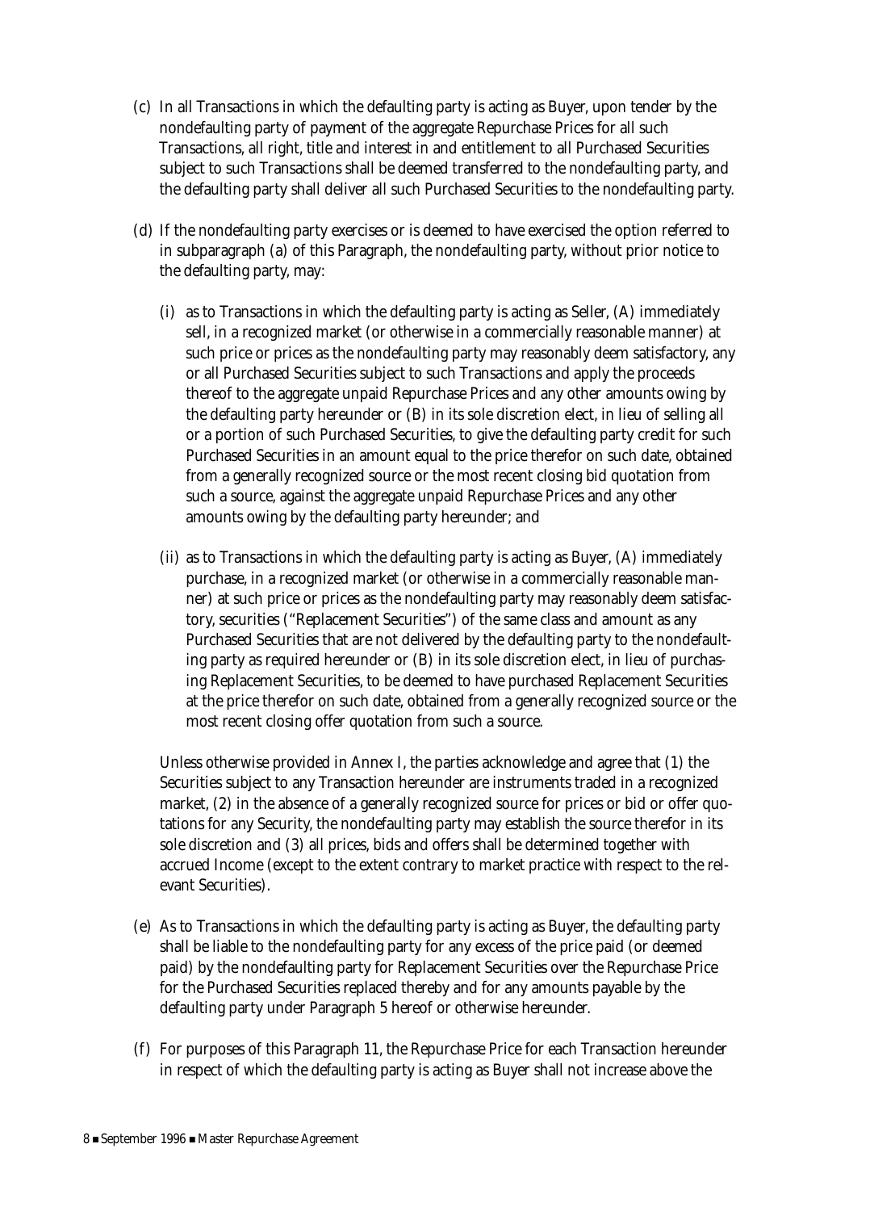(c) In all Transactions in which the defaulting party is acting as Buyer, upon tender by the nondefaulting party of payment of the aggregate Repurchase Prices for all such Transactions, all right, title and interest in and entitlement to all Purchased Securities subject to such Transactions shall be deemed transferred to the nondefaulting party, and the defaulting party shall deliver all such Purchased Securities to the nondefaulting party.

(d) If the nondefaulting party exercises or is deemed to have exercised the option referred to in subparagraph (a) of this Paragraph, the nondefaulting party, without prior notice to the defaulting party, may:

(i) as to Transactions in which the defaulting party is acting as Seller, (A) immediately sell, in a recognized market (or otherwise in a commercially reasonable manner) at such price or prices as the nondefaulting party may reasonably deem satisfactory, any or all Purchased Securities subject to such Transactions and apply the proceeds thereof to the aggregate unpaid Repurchase Prices and any other amounts owing by the defaulting party hereunder or (B) in its sole discretion elect, in lieu of selling all or a portion of such Purchased Securities, to give the defaulting party credit for such Purchased Securities in an amount equal to the price therefor on such date, obtained from a generally recognized source or the most recent closing bid quotation from such a source, against the aggregate unpaid Repurchase Prices and any other amounts owing by the defaulting party hereunder; and

(ii) as to Transactions in which the defaulting party is acting as Buyer, (A) immediately purchase, in a recognized market (or otherwise in a commercially reasonable manner) at such price or prices as the nondefaulting party may reasonably deem satisfactory, securities ("Replacement Securities") of the same class and amount as any Purchased Securities that are not delivered by the defaulting party to the nondefaulting party as required hereunder or (B) in its sole discretion elect, in lieu of purchasing Replacement Securities, to be deemed to have purchased Replacement Securities at the price therefor on such date, obtained from a generally recognized source or the most recent closing offer quotation from such a source.

Unless otherwise provided in Annex I, the parties acknowledge and agree that (1) the Securities subject to any Transaction hereunder are instruments traded in a recognized market, (2) in the absence of a generally recognized source for prices or bid or offer quotations for any Security, the nondefaulting party may establish the source therefor in its sole discretion and (3) all prices, bids and offers shall be determined together with accrued Income (except to the extent contrary to market practice with respect to the relevant Securities).

(e) As to Transactions in which the defaulting party is acting as Buyer, the defaulting party shall be liable to the nondefaulting party for any excess of the price paid (or deemed paid) by the nondefaulting party for Replacement Securities over the Repurchase Price for the Purchased Securities replaced thereby and for any amounts payable by the defaulting party under Paragraph 5 hereof or otherwise hereunder.

(f) For purposes of this Paragraph 11, the Repurchase Price for each Transaction hereunder in respect of which the defaulting party is acting as Buyer shall not increase above the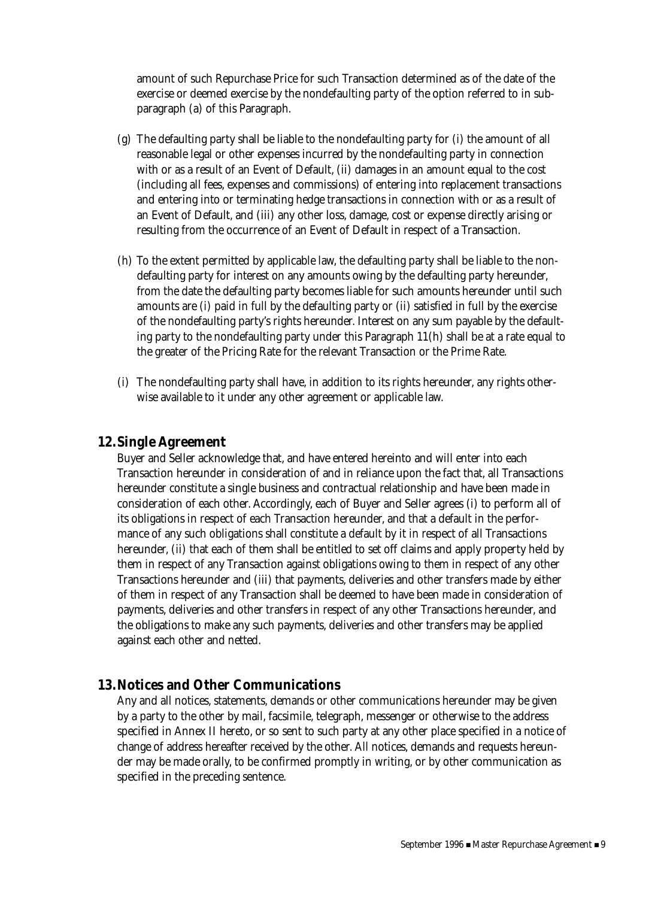amount of such Repurchase Price for such Transaction determined as of the date of the exercise or deemed exercise by the nondefaulting party of the option referred to in subparagraph (a) of this Paragraph.

(g) The defaulting party shall be liable to the nondefaulting party for (i) the amount of all reasonable legal or other expenses incurred by the nondefaulting party in connection with or as a result of an Event of Default, (ii) damages in an amount equal to the cost (including all fees, expenses and commissions) of entering into replacement transactions and entering into or terminating hedge transactions in connection with or as a result of an Event of Default, and (iii) any other loss, damage, cost or expense directly arising or resulting from the occurrence of an Event of Default in respect of a Transaction.

(h) To the extent permitted by applicable law, the defaulting party shall be liable to the nondefaulting party for interest on any amounts owing by the defaulting party hereunder, from the date the defaulting party becomes liable for such amounts hereunder until such amounts are (i) paid in full by the defaulting party or (ii) satisfied in full by the exercise of the nondefaulting party's rights hereunder. Interest on any sum payable by the defaulting party to the nondefaulting party under this Paragraph 11(h) shall be at a rate equal to the greater of the Pricing Rate for the relevant Transaction or the Prime Rate.

(i) The nondefaulting party shall have, in addition to its rights hereunder, any rights otherwise available to it under any other agreement or applicable law.

## 12. Single Agreement

Buyer and Seller acknowledge that, and have entered hereinto and will enter into each Transaction hereunder in consideration of and in reliance upon the fact that, all Transactions hereunder constitute a single business and contractual relationship and have been made in consideration of each other. Accordingly, each of Buyer and Seller agrees (i) to perform all of its obligations in respect of each Transaction hereunder, and that a default in the performance of any such obligations shall constitute a default by it in respect of all Transactions hereunder, (ii) that each of them shall be entitled to set off claims and apply property held by them in respect of any Transaction against obligations owing to them in respect of any other Transactions hereunder and (iii) that payments, deliveries and other transfers made by either of them in respect of any Transaction shall be deemed to have been made in consideration of payments, deliveries and other transfers in respect of any other Transactions hereunder, and the obligations to make any such payments, deliveries and other transfers may be applied against each other and netted.

## 13. Notices and Other Communications

Any and all notices, statements, demands or other communications hereunder may be given by a party to the other by mail, facsimile, telegraph, messenger or otherwise to the address specified in Annex II hereto, or so sent to such party at any other place specified in a notice of change of address hereafter received by the other. All notices, demands and requests hereunder may be made orally, to be confirmed promptly in writing, or by other communication as specified in the preceding sentence.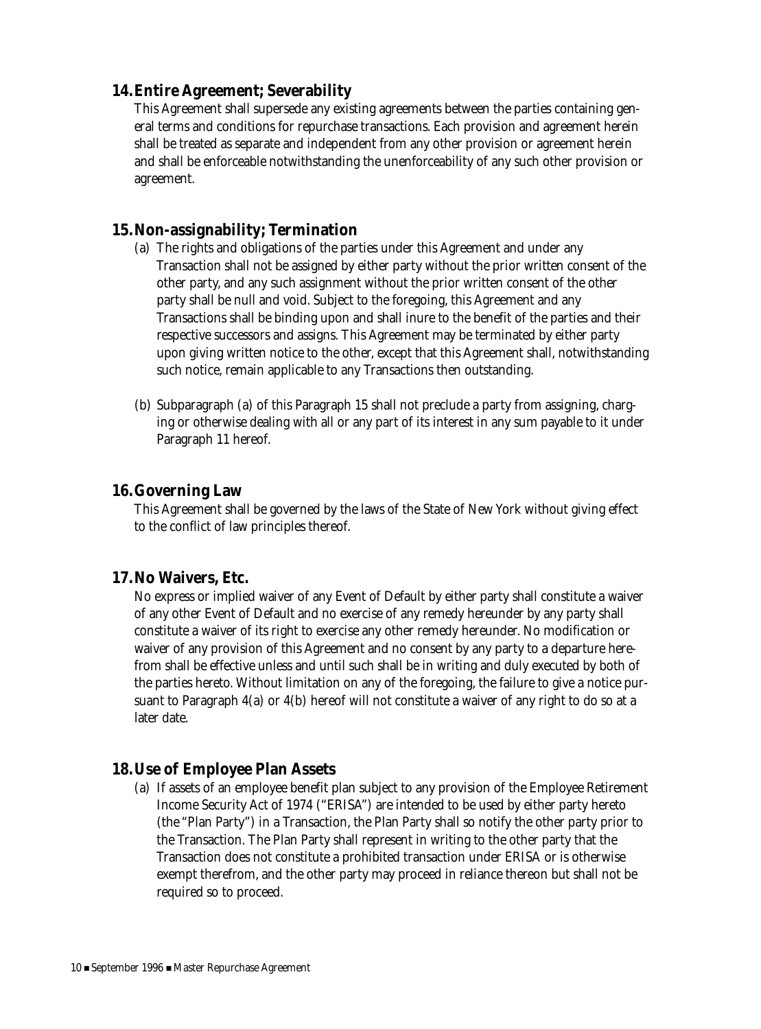## 14. Entire Agreement; Severability

This Agreement shall supersede any existing agreements between the parties containing general terms and conditions for repurchase transactions. Each provision and agreement herein shall be treated as separate and independent from any other provision or agreement herein and shall be enforceable notwithstanding the unenforceability of any such other provision or agreement.

## 15. Non-assignability; Termination

(a) The rights and obligations of the parties under this Agreement and under any Transaction shall not be assigned by either party without the prior written consent of the other party, and any such assignment without the prior written consent of the other party shall be null and void. Subject to the foregoing, this Agreement and any Transactions shall be binding upon and shall inure to the benefit of the parties and their respective successors and assigns. This Agreement may be terminated by either party upon giving written notice to the other, except that this Agreement shall, notwithstanding such notice, remain applicable to any Transactions then outstanding.

(b) Subparagraph (a) of this Paragraph 15 shall not preclude a party from assigning, charging or otherwise dealing with all or any part of its interest in any sum payable to it under Paragraph 11 hereof.

## 16. Governing Law

This Agreement shall be governed by the laws of the State of New York without giving effect to the conflict of law principles thereof.

## 17. No Waivers, Etc.

No express or implied waiver of any Event of Default by either party shall constitute a waiver of any other Event of Default and no exercise of any remedy hereunder by any party shall constitute a waiver of its right to exercise any other remedy hereunder. No modification or waiver of any provision of this Agreement and no consent by any party to a departure herefrom shall be effective unless and until such shall be in writing and duly executed by both of the parties hereto. Without limitation on any of the foregoing, the failure to give a notice pursuant to Paragraph 4(a) or 4(b) hereof will not constitute a waiver of any right to do so at a later date.

## 18. Use of Employee Plan Assets

(a) If assets of an employee benefit plan subject to any provision of the Employee Retirement Income Security Act of 1974 ("ERISA") are intended to be used by either party hereto (the "Plan Party") in a Transaction, the Plan Party shall so notify the other party prior to the Transaction. The Plan Party shall represent in writing to the other party that the Transaction does not constitute a prohibited transaction under ERISA or is otherwise exempt therefrom, and the other party may proceed in reliance thereon but shall not be required so to proceed.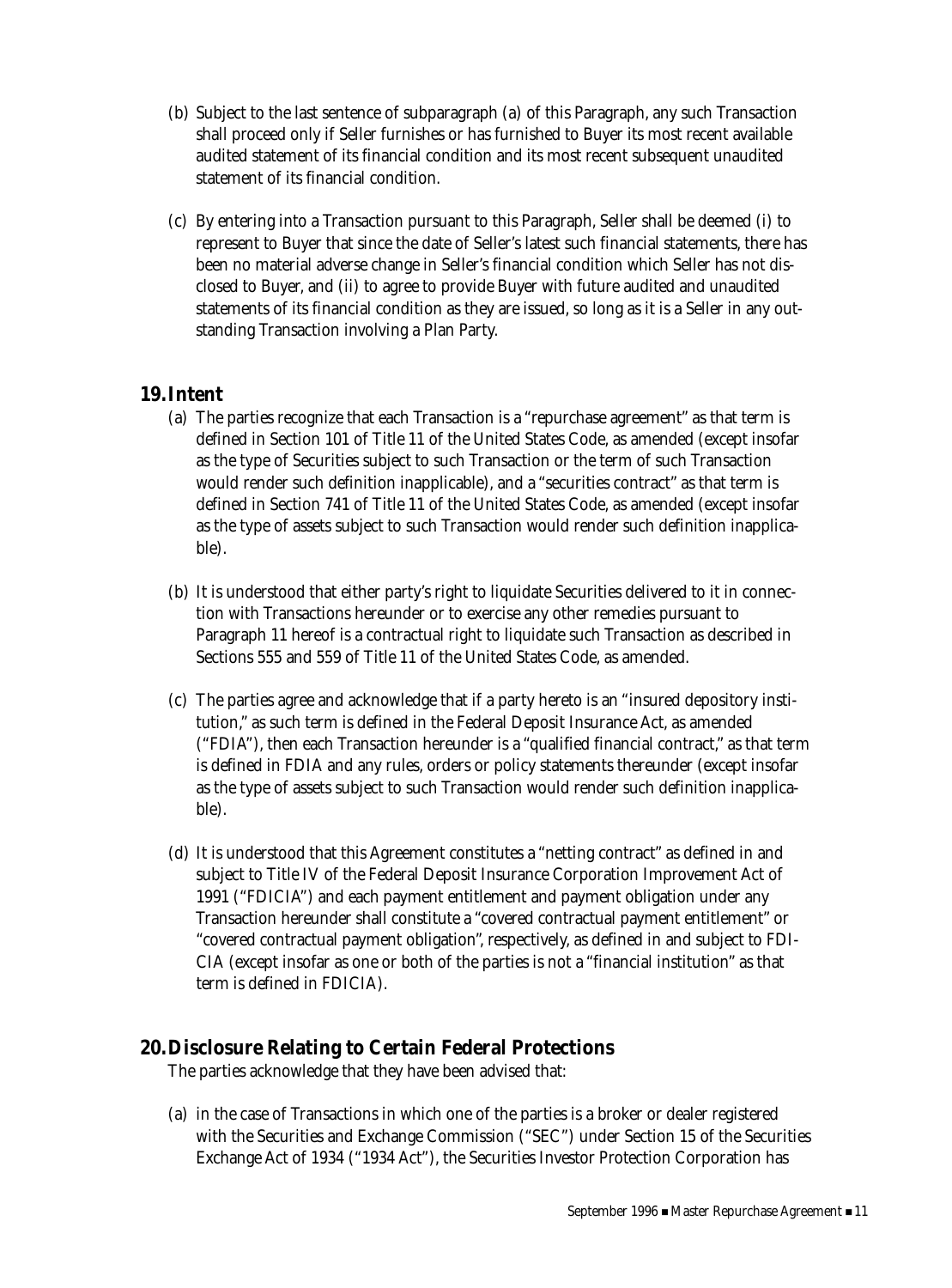(b) Subject to the last sentence of subparagraph (a) of this Paragraph, any such Transaction shall proceed only if Seller furnishes or has furnished to Buyer its most recent available audited statement of its financial condition and its most recent subsequent unaudited statement of its financial condition.

(c) By entering into a Transaction pursuant to this Paragraph, Seller shall be deemed (i) to represent to Buyer that since the date of Seller's latest such financial statements, there has been no material adverse change in Seller's financial condition which Seller has not disclosed to Buyer, and (ii) to agree to provide Buyer with future audited and unaudited statements of its financial condition as they are issued, so long as it is a Seller in any outstanding Transaction involving a Plan Party.

## 19. Intent

(a) The parties recognize that each Transaction is a "repurchase agreement" as that term is defined in Section 101 of Title 11 of the United States Code, as amended (except insofar as the type of Securities subject to such Transaction or the term of such Transaction would render such definition inapplicable), and a "securities contract" as that term is defined in Section 741 of Title 11 of the United States Code, as amended (except insofar as the type of assets subject to such Transaction would render such definition inapplicable).

(b) It is understood that either party's right to liquidate Securities delivered to it in connection with Transactions hereunder or to exercise any other remedies pursuant to Paragraph 11 hereof is a contractual right to liquidate such Transaction as described in Sections 555 and 559 of Title 11 of the United States Code, as amended.

(c) The parties agree and acknowledge that if a party hereto is an "insured depository institution," as such term is defined in the Federal Deposit Insurance Act, as amended ("FDIA"), then each Transaction hereunder is a "qualified financial contract," as that term is defined in FDIA and any rules, orders or policy statements thereunder (except insofar as the type of assets subject to such Transaction would render such definition inapplicable).

(d) It is understood that this Agreement constitutes a "netting contract" as defined in and subject to Title IV of the Federal Deposit Insurance Corporation Improvement Act of 1991 ("FDICIA") and each payment entitlement and payment obligation under any Transaction hereunder shall constitute a "covered contractual payment entitlement" or "covered contractual payment obligation", respectively, as defined in and subject to FDICIA (except insofar as one or both of the parties is not a "financial institution" as that term is defined in FDICIA).

## 20. Disclosure Relating to Certain Federal Protections

The parties acknowledge that they have been advised that:

(a) in the case of Transactions in which one of the parties is a broker or dealer registered with the Securities and Exchange Commission ("SEC") under Section 15 of the Securities Exchange Act of 1934 ("1934 Act"), the Securities Investor Protection Corporation has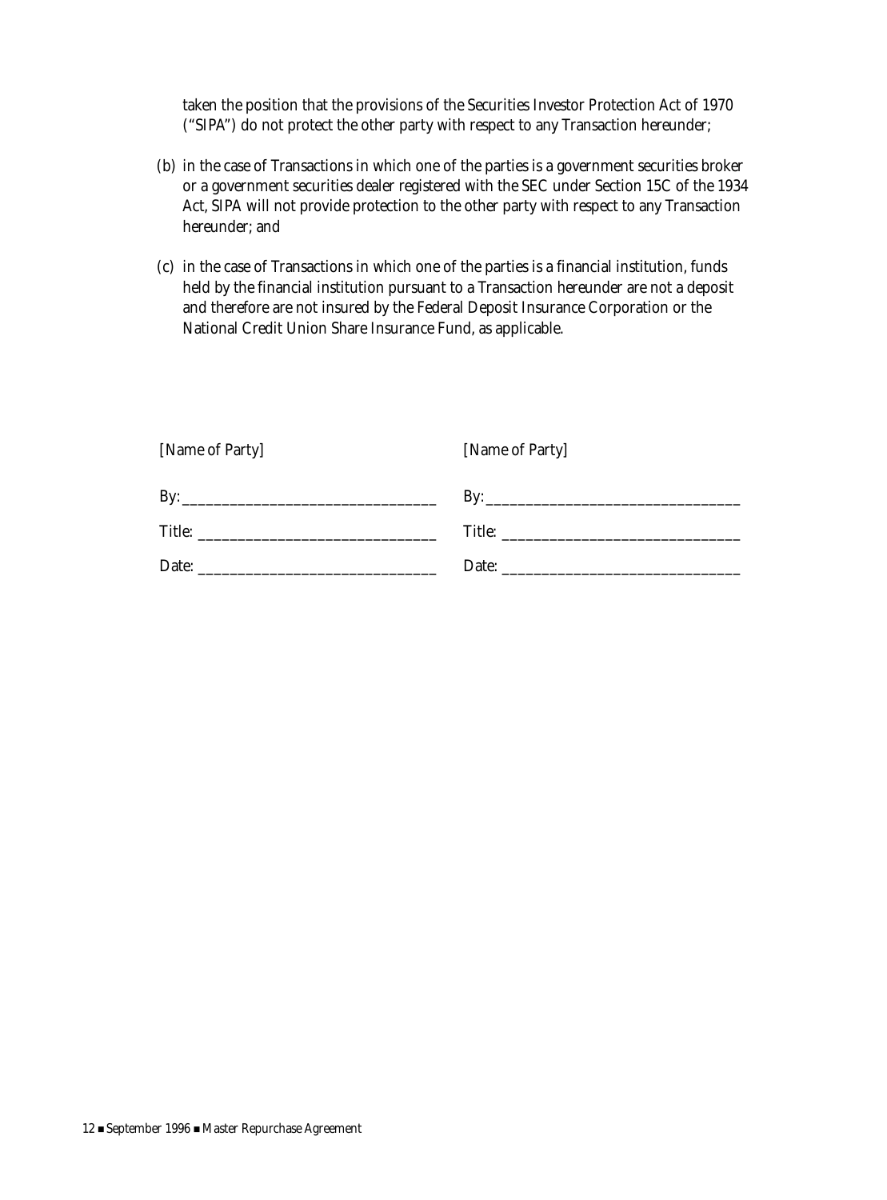taken the position that the provisions of the Securities Investor Protection Act of 1970 ("SIPA") do not protect the other party with respect to any Transaction hereunder;

(b) in the case of Transactions in which one of the parties is a government securities broker or a government securities dealer registered with the SEC under Section 15C of the 1934 Act, SIPA will not provide protection to the other party with respect to any Transaction hereunder; and

(c) in the case of Transactions in which one of the parties is a financial institution, funds held by the financial institution pursuant to a Transaction hereunder are not a deposit and therefore are not insured by the Federal Deposit Insurance Corporation or the National Credit Union Share Insurance Fund, as applicable.

| [Name of Party] | [Name of Party] |
|---|---|
| By: ________________________________ | By: ________________________________ |
| Title: ______________________________ | Title: ______________________________ |
| Date: ______________________________ | Date: ______________________________ |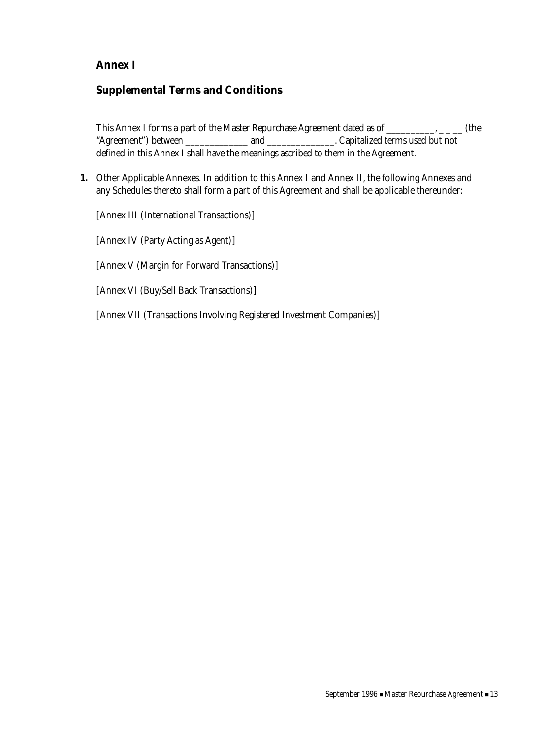# Annex I

## Supplemental Terms and Conditions

This Annex I forms a part of the Master Repurchase Agreement dated as of __________, _ _ __ (the "Agreement") between _____________ and ______________. Capitalized terms used but not defined in this Annex I shall have the meanings ascribed to them in the Agreement.

**1.** Other Applicable Annexes. In addition to this Annex I and Annex II, the following Annexes and any Schedules thereto shall form a part of this Agreement and shall be applicable thereunder:

[Annex III (International Transactions)]

[Annex IV (Party Acting as Agent)]

[Annex V (Margin for Forward Transactions)]

[Annex VI (Buy/Sell Back Transactions)]

[Annex VII (Transactions Involving Registered Investment Companies)]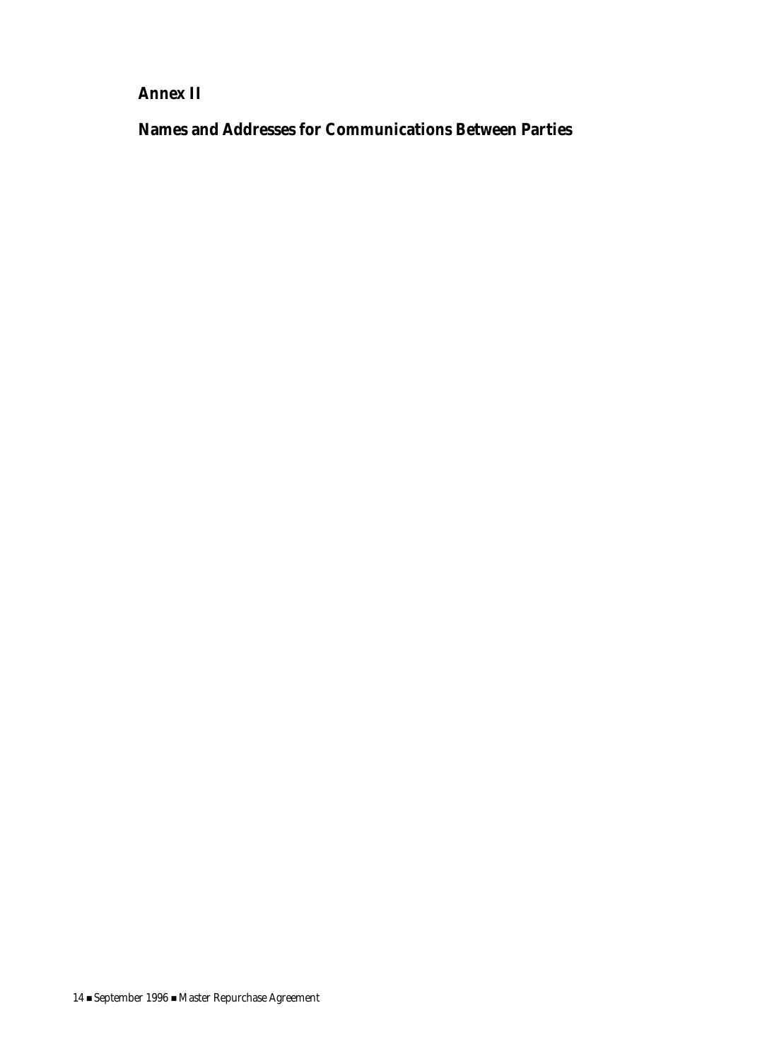## Annex II

## Names and Addresses for Communications Between Parties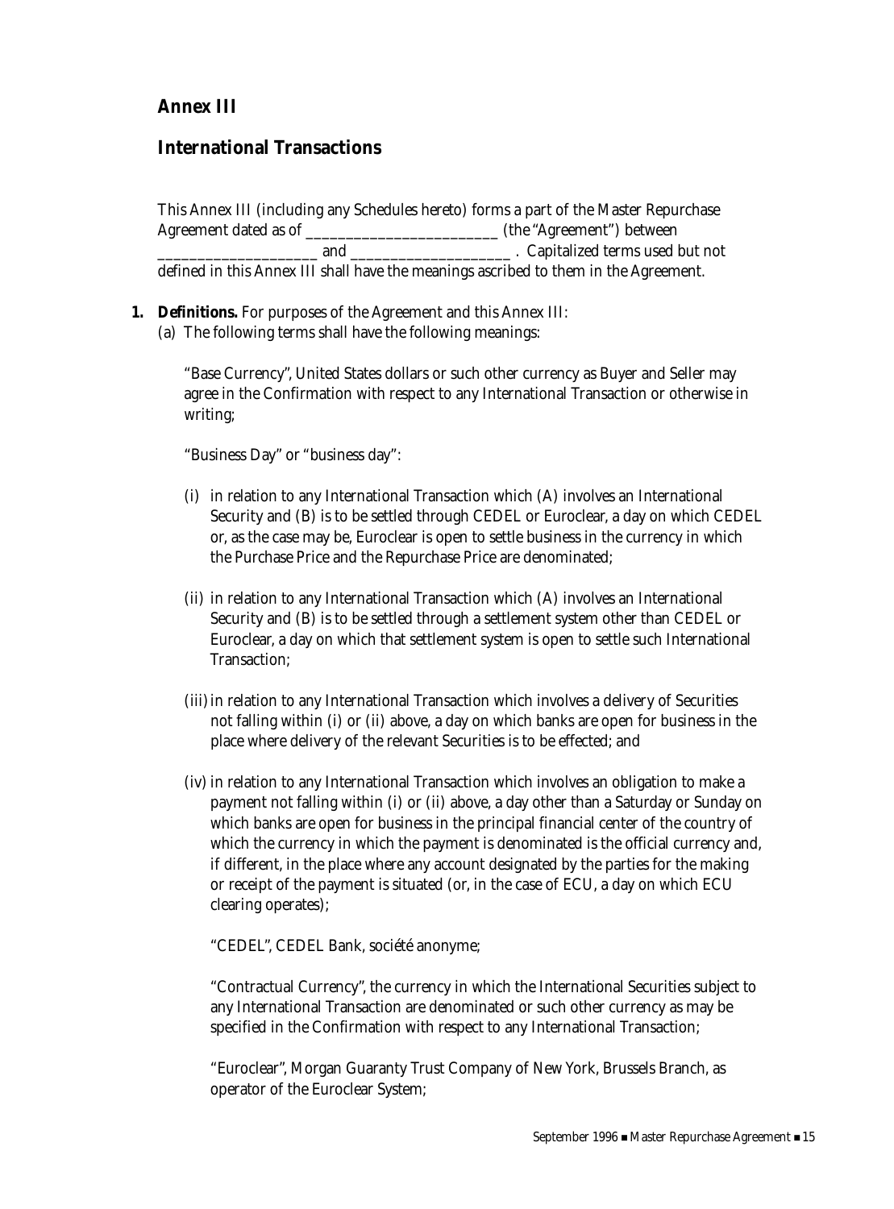## Annex III

## International Transactions

This Annex III (including any Schedules hereto) forms a part of the Master Repurchase Agreement dated as of ________________________ (the "Agreement") between ____________________ and ____________________ . Capitalized terms used but not defined in this Annex III shall have the meanings ascribed to them in the Agreement.

**1. Definitions.** For purposes of the Agreement and this Annex III:

(a) The following terms shall have the following meanings:

"Base Currency", United States dollars or such other currency as Buyer and Seller may agree in the Confirmation with respect to any International Transaction or otherwise in writing;

"Business Day" or "business day":

(i) in relation to any International Transaction which (A) involves an International Security and (B) is to be settled through CEDEL or Euroclear, a day on which CEDEL or, as the case may be, Euroclear is open to settle business in the currency in which the Purchase Price and the Repurchase Price are denominated;

(ii) in relation to any International Transaction which (A) involves an International Security and (B) is to be settled through a settlement system other than CEDEL or Euroclear, a day on which that settlement system is open to settle such International Transaction;

(iii) in relation to any International Transaction which involves a delivery of Securities not falling within (i) or (ii) above, a day on which banks are open for business in the place where delivery of the relevant Securities is to be effected; and

(iv) in relation to any International Transaction which involves an obligation to make a payment not falling within (i) or (ii) above, a day other than a Saturday or Sunday on which banks are open for business in the principal financial center of the country of which the currency in which the payment is denominated is the official currency and, if different, in the place where any account designated by the parties for the making or receipt of the payment is situated (or, in the case of ECU, a day on which ECU clearing operates);

"CEDEL", CEDEL Bank, société anonyme;

"Contractual Currency", the currency in which the International Securities subject to any International Transaction are denominated or such other currency as may be specified in the Confirmation with respect to any International Transaction;

"Euroclear", Morgan Guaranty Trust Company of New York, Brussels Branch, as operator of the Euroclear System;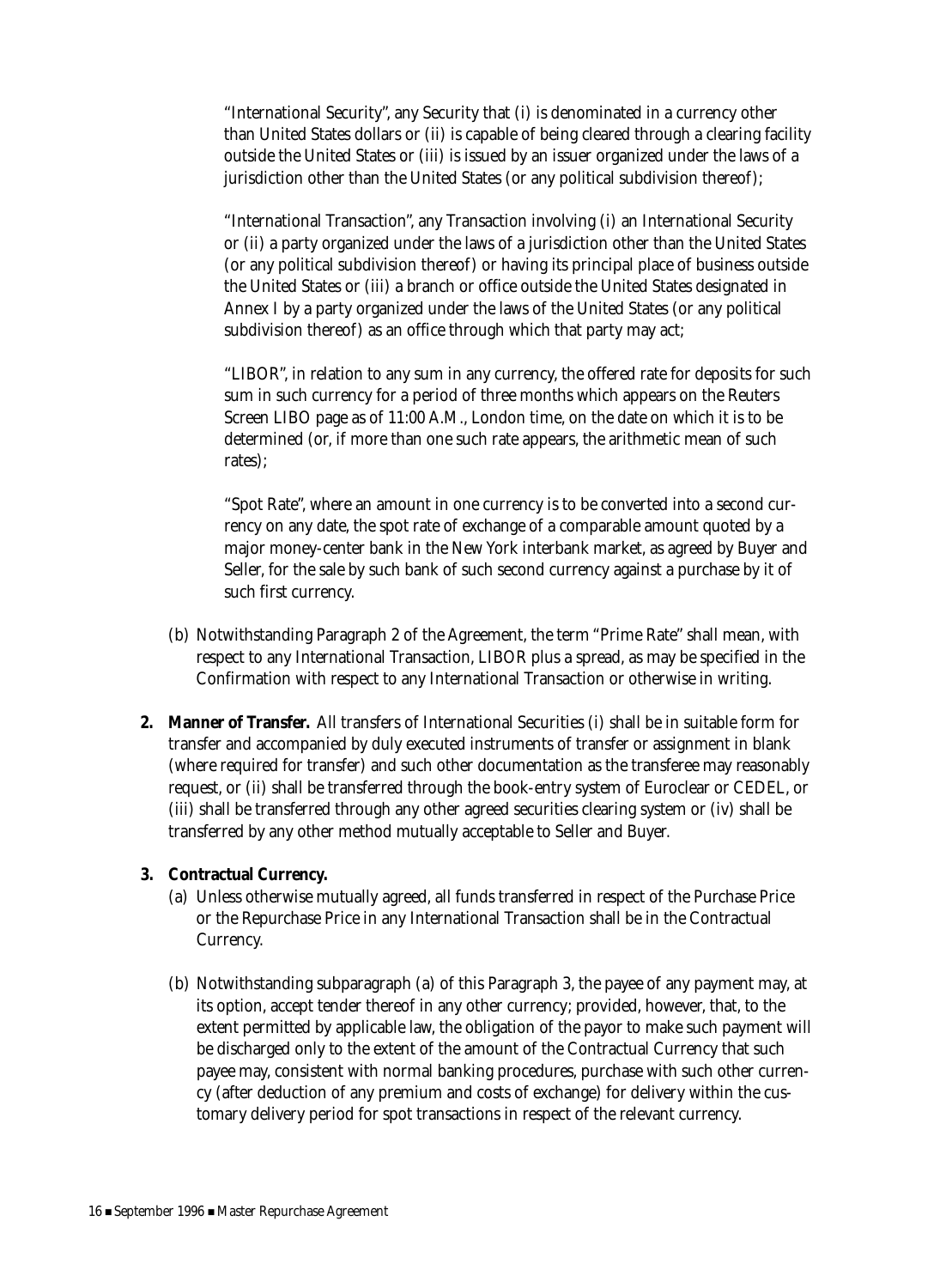"International Security", any Security that (i) is denominated in a currency other than United States dollars or (ii) is capable of being cleared through a clearing facility outside the United States or (iii) is issued by an issuer organized under the laws of a jurisdiction other than the United States (or any political subdivision thereof);

"International Transaction", any Transaction involving (i) an International Security or (ii) a party organized under the laws of a jurisdiction other than the United States (or any political subdivision thereof) or having its principal place of business outside the United States or (iii) a branch or office outside the United States designated in Annex I by a party organized under the laws of the United States (or any political subdivision thereof) as an office through which that party may act;

"LIBOR", in relation to any sum in any currency, the offered rate for deposits for such sum in such currency for a period of three months which appears on the Reuters Screen LIBO page as of 11:00 A.M., London time, on the date on which it is to be determined (or, if more than one such rate appears, the arithmetic mean of such rates);

"Spot Rate", where an amount in one currency is to be converted into a second currency on any date, the spot rate of exchange of a comparable amount quoted by a major money-center bank in the New York interbank market, as agreed by Buyer and Seller, for the sale by such bank of such second currency against a purchase by it of such first currency.

(b) Notwithstanding Paragraph 2 of the Agreement, the term "Prime Rate" shall mean, with respect to any International Transaction, LIBOR plus a spread, as may be specified in the Confirmation with respect to any International Transaction or otherwise in writing.

**2. Manner of Transfer.** All transfers of International Securities (i) shall be in suitable form for transfer and accompanied by duly executed instruments of transfer or assignment in blank (where required for transfer) and such other documentation as the transferee may reasonably request, or (ii) shall be transferred through the book-entry system of Euroclear or CEDEL, or (iii) shall be transferred through any other agreed securities clearing system or (iv) shall be transferred by any other method mutually acceptable to Seller and Buyer.

**3. Contractual Currency.**

(a) Unless otherwise mutually agreed, all funds transferred in respect of the Purchase Price or the Repurchase Price in any International Transaction shall be in the Contractual Currency.

(b) Notwithstanding subparagraph (a) of this Paragraph 3, the payee of any payment may, at its option, accept tender thereof in any other currency; provided, however, that, to the extent permitted by applicable law, the obligation of the payor to make such payment will be discharged only to the extent of the amount of the Contractual Currency that such payee may, consistent with normal banking procedures, purchase with such other currency (after deduction of any premium and costs of exchange) for delivery within the customary delivery period for spot transactions in respect of the relevant currency.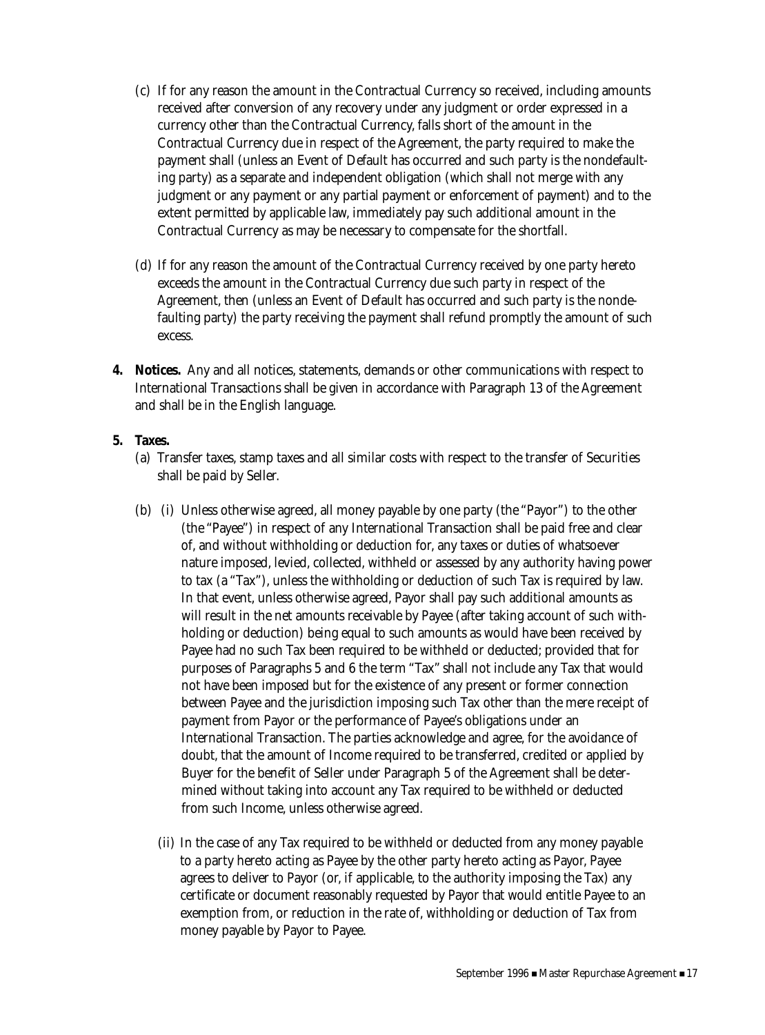(c) If for any reason the amount in the Contractual Currency so received, including amounts received after conversion of any recovery under any judgment or order expressed in a currency other than the Contractual Currency, falls short of the amount in the Contractual Currency due in respect of the Agreement, the party required to make the payment shall (unless an Event of Default has occurred and such party is the nondefaulting party) as a separate and independent obligation (which shall not merge with any judgment or any payment or any partial payment or enforcement of payment) and to the extent permitted by applicable law, immediately pay such additional amount in the Contractual Currency as may be necessary to compensate for the shortfall.

(d) If for any reason the amount of the Contractual Currency received by one party hereto exceeds the amount in the Contractual Currency due such party in respect of the Agreement, then (unless an Event of Default has occurred and such party is the nondefaulting party) the party receiving the payment shall refund promptly the amount of such excess.

**4. Notices.** Any and all notices, statements, demands or other communications with respect to International Transactions shall be given in accordance with Paragraph 13 of the Agreement and shall be in the English language.

**5. Taxes.**

(a) Transfer taxes, stamp taxes and all similar costs with respect to the transfer of Securities shall be paid by Seller.

(b) (i) Unless otherwise agreed, all money payable by one party (the "Payor") to the other (the "Payee") in respect of any International Transaction shall be paid free and clear of, and without withholding or deduction for, any taxes or duties of whatsoever nature imposed, levied, collected, withheld or assessed by any authority having power to tax (a "Tax"), unless the withholding or deduction of such Tax is required by law. In that event, unless otherwise agreed, Payor shall pay such additional amounts as will result in the net amounts receivable by Payee (after taking account of such withholding or deduction) being equal to such amounts as would have been received by Payee had no such Tax been required to be withheld or deducted; provided that for purposes of Paragraphs 5 and 6 the term "Tax" shall not include any Tax that would not have been imposed but for the existence of any present or former connection between Payee and the jurisdiction imposing such Tax other than the mere receipt of payment from Payor or the performance of Payee's obligations under an International Transaction. The parties acknowledge and agree, for the avoidance of doubt, that the amount of Income required to be transferred, credited or applied by Buyer for the benefit of Seller under Paragraph 5 of the Agreement shall be determined without taking into account any Tax required to be withheld or deducted from such Income, unless otherwise agreed.

(ii) In the case of any Tax required to be withheld or deducted from any money payable to a party hereto acting as Payee by the other party hereto acting as Payor, Payee agrees to deliver to Payor (or, if applicable, to the authority imposing the Tax) any certificate or document reasonably requested by Payor that would entitle Payee to an exemption from, or reduction in the rate of, withholding or deduction of Tax from money payable by Payor to Payee.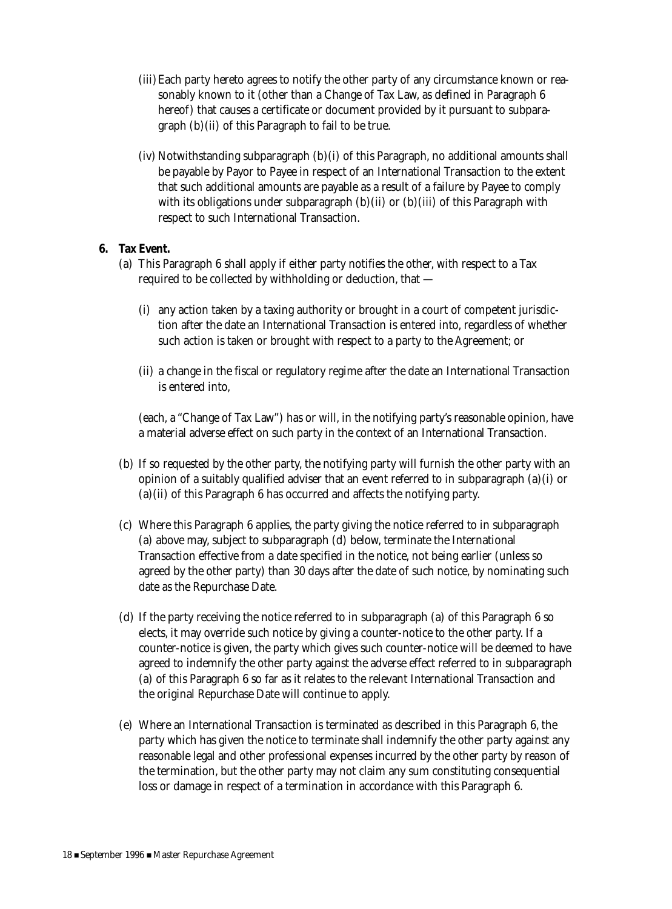(iii) Each party hereto agrees to notify the other party of any circumstance known or reasonably known to it (other than a Change of Tax Law, as defined in Paragraph 6 hereof) that causes a certificate or document provided by it pursuant to subparagraph (b)(ii) of this Paragraph to fail to be true.

(iv) Notwithstanding subparagraph (b)(i) of this Paragraph, no additional amounts shall be payable by Payor to Payee in respect of an International Transaction to the extent that such additional amounts are payable as a result of a failure by Payee to comply with its obligations under subparagraph (b)(ii) or (b)(iii) of this Paragraph with respect to such International Transaction.

**6. Tax Event.**

(a) This Paragraph 6 shall apply if either party notifies the other, with respect to a Tax required to be collected by withholding or deduction, that —

(i) any action taken by a taxing authority or brought in a court of competent jurisdiction after the date an International Transaction is entered into, regardless of whether such action is taken or brought with respect to a party to the Agreement; or

(ii) a change in the fiscal or regulatory regime after the date an International Transaction is entered into,

(each, a "Change of Tax Law") has or will, in the notifying party's reasonable opinion, have a material adverse effect on such party in the context of an International Transaction.

(b) If so requested by the other party, the notifying party will furnish the other party with an opinion of a suitably qualified adviser that an event referred to in subparagraph (a)(i) or (a)(ii) of this Paragraph 6 has occurred and affects the notifying party.

(c) Where this Paragraph 6 applies, the party giving the notice referred to in subparagraph (a) above may, subject to subparagraph (d) below, terminate the International Transaction effective from a date specified in the notice, not being earlier (unless so agreed by the other party) than 30 days after the date of such notice, by nominating such date as the Repurchase Date.

(d) If the party receiving the notice referred to in subparagraph (a) of this Paragraph 6 so elects, it may override such notice by giving a counter-notice to the other party. If a counter-notice is given, the party which gives such counter-notice will be deemed to have agreed to indemnify the other party against the adverse effect referred to in subparagraph (a) of this Paragraph 6 so far as it relates to the relevant International Transaction and the original Repurchase Date will continue to apply.

(e) Where an International Transaction is terminated as described in this Paragraph 6, the party which has given the notice to terminate shall indemnify the other party against any reasonable legal and other professional expenses incurred by the other party by reason of the termination, but the other party may not claim any sum constituting consequential loss or damage in respect of a termination in accordance with this Paragraph 6.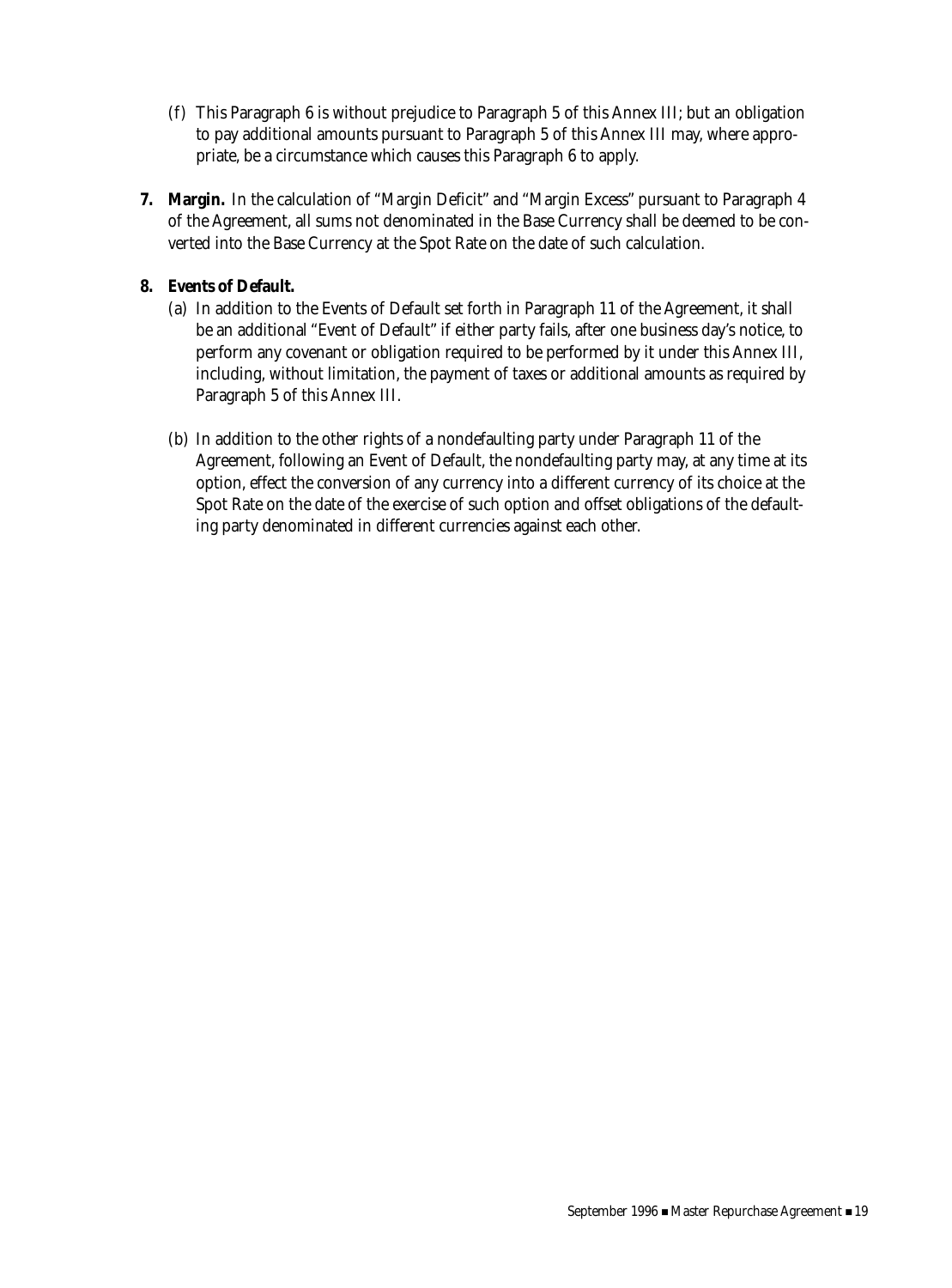(f) This Paragraph 6 is without prejudice to Paragraph 5 of this Annex III; but an obligation to pay additional amounts pursuant to Paragraph 5 of this Annex III may, where appropriate, be a circumstance which causes this Paragraph 6 to apply.

**7. Margin.** In the calculation of "Margin Deficit" and "Margin Excess" pursuant to Paragraph 4 of the Agreement, all sums not denominated in the Base Currency shall be deemed to be converted into the Base Currency at the Spot Rate on the date of such calculation.

**8. Events of Default.**

(a) In addition to the Events of Default set forth in Paragraph 11 of the Agreement, it shall be an additional "Event of Default" if either party fails, after one business day's notice, to perform any covenant or obligation required to be performed by it under this Annex III, including, without limitation, the payment of taxes or additional amounts as required by Paragraph 5 of this Annex III.

(b) In addition to the other rights of a nondefaulting party under Paragraph 11 of the Agreement, following an Event of Default, the nondefaulting party may, at any time at its option, effect the conversion of any currency into a different currency of its choice at the Spot Rate on the date of the exercise of such option and offset obligations of the defaulting party denominated in different currencies against each other.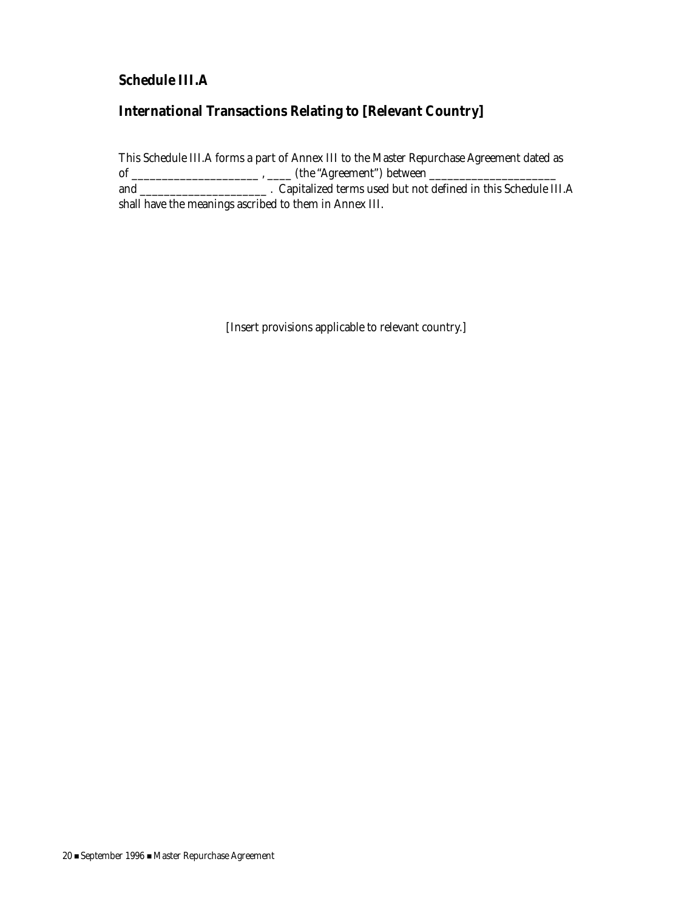## Schedule III.A

## International Transactions Relating to [Relevant Country]

This Schedule III.A forms a part of Annex III to the Master Repurchase Agreement dated as of ______________________ , ____ (the "Agreement") between ______________________ and ______________________ . Capitalized terms used but not defined in this Schedule III.A shall have the meanings ascribed to them in Annex III.

[Insert provisions applicable to relevant country.]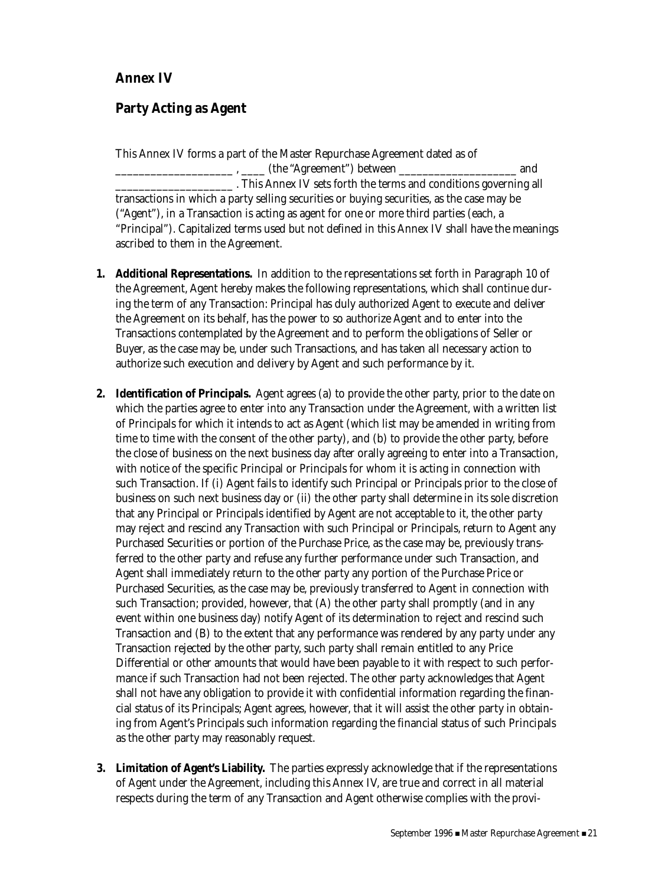## Annex IV

## Party Acting as Agent

This Annex IV forms a part of the Master Repurchase Agreement dated as of ____________________ , ____ (the "Agreement") between ____________________ and ____________________ . This Annex IV sets forth the terms and conditions governing all transactions in which a party selling securities or buying securities, as the case may be ("Agent"), in a Transaction is acting as agent for one or more third parties (each, a "Principal"). Capitalized terms used but not defined in this Annex IV shall have the meanings ascribed to them in the Agreement.

1. **Additional Representations.** In addition to the representations set forth in Paragraph 10 of the Agreement, Agent hereby makes the following representations, which shall continue during the term of any Transaction: Principal has duly authorized Agent to execute and deliver the Agreement on its behalf, has the power to so authorize Agent and to enter into the Transactions contemplated by the Agreement and to perform the obligations of Seller or Buyer, as the case may be, under such Transactions, and has taken all necessary action to authorize such execution and delivery by Agent and such performance by it.

2. **Identification of Principals.** Agent agrees (a) to provide the other party, prior to the date on which the parties agree to enter into any Transaction under the Agreement, with a written list of Principals for which it intends to act as Agent (which list may be amended in writing from time to time with the consent of the other party), and (b) to provide the other party, before the close of business on the next business day after orally agreeing to enter into a Transaction, with notice of the specific Principal or Principals for whom it is acting in connection with such Transaction. If (i) Agent fails to identify such Principal or Principals prior to the close of business on such next business day or (ii) the other party shall determine in its sole discretion that any Principal or Principals identified by Agent are not acceptable to it, the other party may reject and rescind any Transaction with such Principal or Principals, return to Agent any Purchased Securities or portion of the Purchase Price, as the case may be, previously transferred to the other party and refuse any further performance under such Transaction, and Agent shall immediately return to the other party any portion of the Purchase Price or Purchased Securities, as the case may be, previously transferred to Agent in connection with such Transaction; provided, however, that (A) the other party shall promptly (and in any event within one business day) notify Agent of its determination to reject and rescind such Transaction and (B) to the extent that any performance was rendered by any party under any Transaction rejected by the other party, such party shall remain entitled to any Price Differential or other amounts that would have been payable to it with respect to such performance if such Transaction had not been rejected. The other party acknowledges that Agent shall not have any obligation to provide it with confidential information regarding the financial status of its Principals; Agent agrees, however, that it will assist the other party in obtaining from Agent's Principals such information regarding the financial status of such Principals as the other party may reasonably request.

3. **Limitation of Agent's Liability.** The parties expressly acknowledge that if the representations of Agent under the Agreement, including this Annex IV, are true and correct in all material respects during the term of any Transaction and Agent otherwise complies with the provi-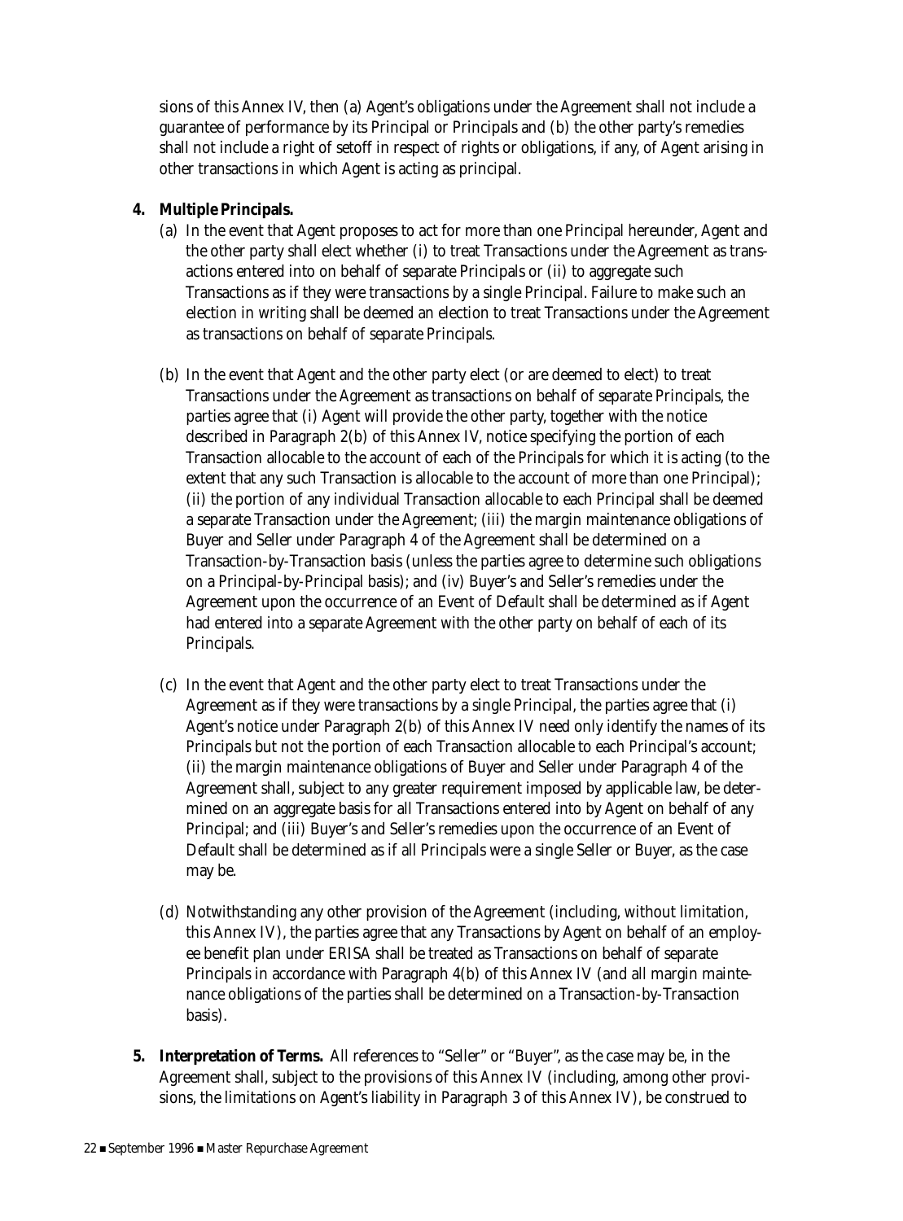sions of this Annex IV, then (a) Agent's obligations under the Agreement shall not include a guarantee of performance by its Principal or Principals and (b) the other party's remedies shall not include a right of setoff in respect of rights or obligations, if any, of Agent arising in other transactions in which Agent is acting as principal.

**4. Multiple Principals.**

(a) In the event that Agent proposes to act for more than one Principal hereunder, Agent and the other party shall elect whether (i) to treat Transactions under the Agreement as transactions entered into on behalf of separate Principals or (ii) to aggregate such Transactions as if they were transactions by a single Principal. Failure to make such an election in writing shall be deemed an election to treat Transactions under the Agreement as transactions on behalf of separate Principals.

(b) In the event that Agent and the other party elect (or are deemed to elect) to treat Transactions under the Agreement as transactions on behalf of separate Principals, the parties agree that (i) Agent will provide the other party, together with the notice described in Paragraph 2(b) of this Annex IV, notice specifying the portion of each Transaction allocable to the account of each of the Principals for which it is acting (to the extent that any such Transaction is allocable to the account of more than one Principal); (ii) the portion of any individual Transaction allocable to each Principal shall be deemed a separate Transaction under the Agreement; (iii) the margin maintenance obligations of Buyer and Seller under Paragraph 4 of the Agreement shall be determined on a Transaction-by-Transaction basis (unless the parties agree to determine such obligations on a Principal-by-Principal basis); and (iv) Buyer's and Seller's remedies under the Agreement upon the occurrence of an Event of Default shall be determined as if Agent had entered into a separate Agreement with the other party on behalf of each of its Principals.

(c) In the event that Agent and the other party elect to treat Transactions under the Agreement as if they were transactions by a single Principal, the parties agree that (i) Agent's notice under Paragraph 2(b) of this Annex IV need only identify the names of its Principals but not the portion of each Transaction allocable to each Principal's account; (ii) the margin maintenance obligations of Buyer and Seller under Paragraph 4 of the Agreement shall, subject to any greater requirement imposed by applicable law, be determined on an aggregate basis for all Transactions entered into by Agent on behalf of any Principal; and (iii) Buyer's and Seller's remedies upon the occurrence of an Event of Default shall be determined as if all Principals were a single Seller or Buyer, as the case may be.

(d) Notwithstanding any other provision of the Agreement (including, without limitation, this Annex IV), the parties agree that any Transactions by Agent on behalf of an employee benefit plan under ERISA shall be treated as Transactions on behalf of separate Principals in accordance with Paragraph 4(b) of this Annex IV (and all margin maintenance obligations of the parties shall be determined on a Transaction-by-Transaction basis).

**5. Interpretation of Terms.** All references to "Seller" or "Buyer", as the case may be, in the Agreement shall, subject to the provisions of this Annex IV (including, among other provisions, the limitations on Agent's liability in Paragraph 3 of this Annex IV), be construed to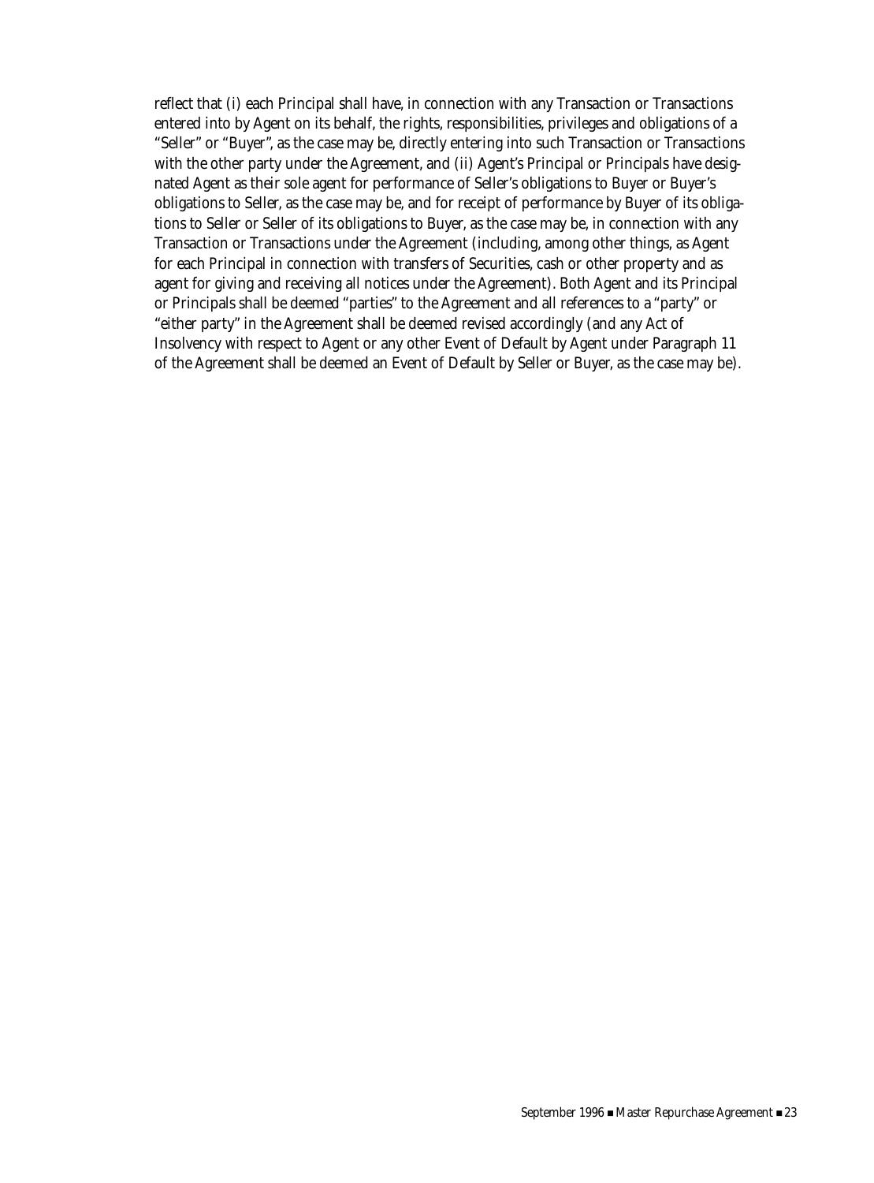reflect that (i) each Principal shall have, in connection with any Transaction or Transactions entered into by Agent on its behalf, the rights, responsibilities, privileges and obligations of a "Seller" or "Buyer", as the case may be, directly entering into such Transaction or Transactions with the other party under the Agreement, and (ii) Agent's Principal or Principals have designated Agent as their sole agent for performance of Seller's obligations to Buyer or Buyer's obligations to Seller, as the case may be, and for receipt of performance by Buyer of its obligations to Seller or Seller of its obligations to Buyer, as the case may be, in connection with any Transaction or Transactions under the Agreement (including, among other things, as Agent for each Principal in connection with transfers of Securities, cash or other property and as agent for giving and receiving all notices under the Agreement). Both Agent and its Principal or Principals shall be deemed "parties" to the Agreement and all references to a "party" or "either party" in the Agreement shall be deemed revised accordingly (and any Act of Insolvency with respect to Agent or any other Event of Default by Agent under Paragraph 11 of the Agreement shall be deemed an Event of Default by Seller or Buyer, as the case may be).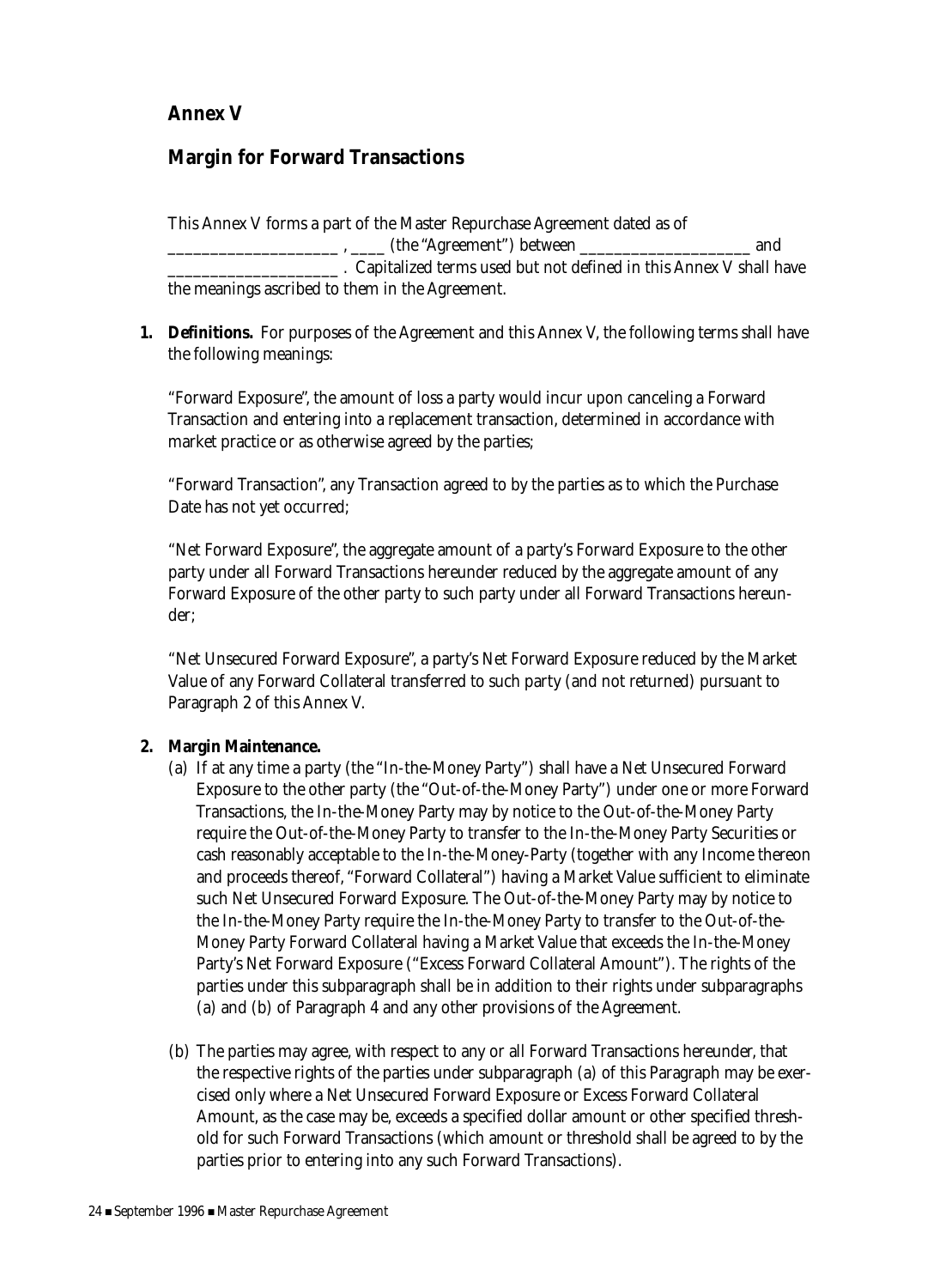## Annex V

## Margin for Forward Transactions

This Annex V forms a part of the Master Repurchase Agreement dated as of ____________________ , ____ (the "Agreement") between ____________________ and ____________________ . Capitalized terms used but not defined in this Annex V shall have the meanings ascribed to them in the Agreement.

**1. Definitions.** For purposes of the Agreement and this Annex V, the following terms shall have the following meanings:

"Forward Exposure", the amount of loss a party would incur upon canceling a Forward Transaction and entering into a replacement transaction, determined in accordance with market practice or as otherwise agreed by the parties;

"Forward Transaction", any Transaction agreed to by the parties as to which the Purchase Date has not yet occurred;

"Net Forward Exposure", the aggregate amount of a party's Forward Exposure to the other party under all Forward Transactions hereunder reduced by the aggregate amount of any Forward Exposure of the other party to such party under all Forward Transactions hereunder;

"Net Unsecured Forward Exposure", a party's Net Forward Exposure reduced by the Market Value of any Forward Collateral transferred to such party (and not returned) pursuant to Paragraph 2 of this Annex V.

**2. Margin Maintenance.**

(a) If at any time a party (the "In-the-Money Party") shall have a Net Unsecured Forward Exposure to the other party (the "Out-of-the-Money Party") under one or more Forward Transactions, the In-the-Money Party may by notice to the Out-of-the-Money Party require the Out-of-the-Money Party to transfer to the In-the-Money Party Securities or cash reasonably acceptable to the In-the-Money-Party (together with any Income thereon and proceeds thereof, "Forward Collateral") having a Market Value sufficient to eliminate such Net Unsecured Forward Exposure. The Out-of-the-Money Party may by notice to the In-the-Money Party require the In-the-Money Party to transfer to the Out-of-the-Money Party Forward Collateral having a Market Value that exceeds the In-the-Money Party's Net Forward Exposure ("Excess Forward Collateral Amount"). The rights of the parties under this subparagraph shall be in addition to their rights under subparagraphs (a) and (b) of Paragraph 4 and any other provisions of the Agreement.

(b) The parties may agree, with respect to any or all Forward Transactions hereunder, that the respective rights of the parties under subparagraph (a) of this Paragraph may be exercised only where a Net Unsecured Forward Exposure or Excess Forward Collateral Amount, as the case may be, exceeds a specified dollar amount or other specified threshold for such Forward Transactions (which amount or threshold shall be agreed to by the parties prior to entering into any such Forward Transactions).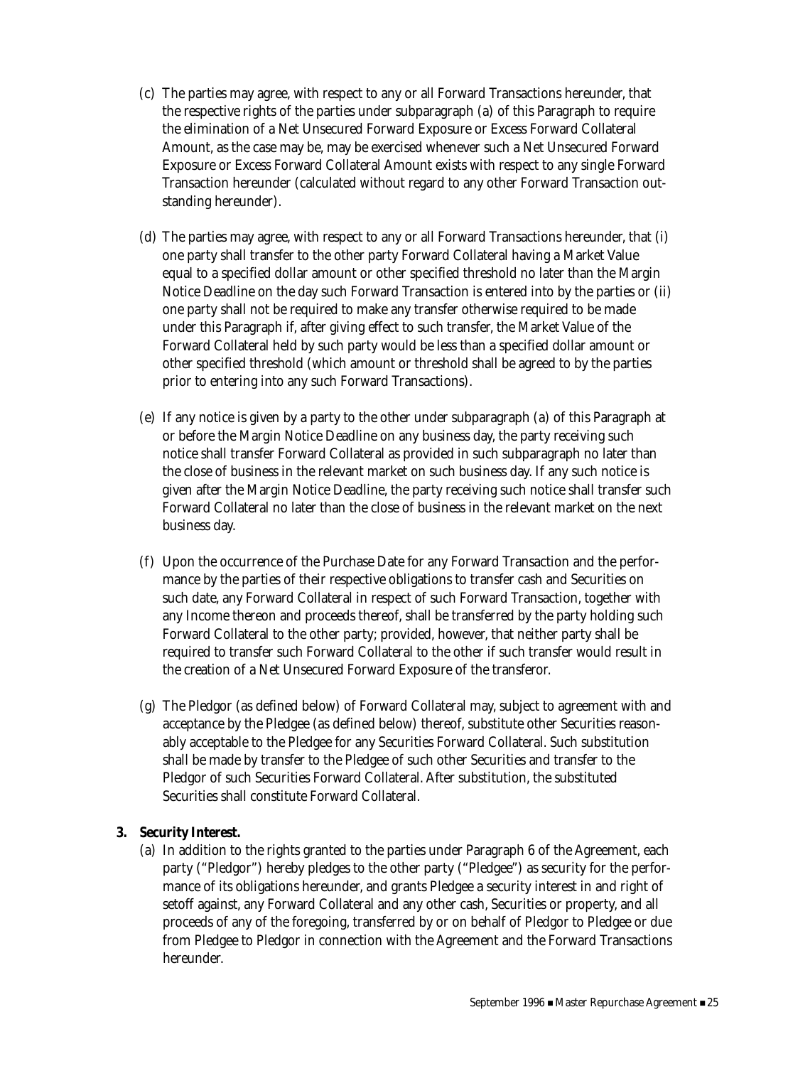(c) The parties may agree, with respect to any or all Forward Transactions hereunder, that the respective rights of the parties under subparagraph (a) of this Paragraph to require the elimination of a Net Unsecured Forward Exposure or Excess Forward Collateral Amount, as the case may be, may be exercised whenever such a Net Unsecured Forward Exposure or Excess Forward Collateral Amount exists with respect to any single Forward Transaction hereunder (calculated without regard to any other Forward Transaction outstanding hereunder).

(d) The parties may agree, with respect to any or all Forward Transactions hereunder, that (i) one party shall transfer to the other party Forward Collateral having a Market Value equal to a specified dollar amount or other specified threshold no later than the Margin Notice Deadline on the day such Forward Transaction is entered into by the parties or (ii) one party shall not be required to make any transfer otherwise required to be made under this Paragraph if, after giving effect to such transfer, the Market Value of the Forward Collateral held by such party would be less than a specified dollar amount or other specified threshold (which amount or threshold shall be agreed to by the parties prior to entering into any such Forward Transactions).

(e) If any notice is given by a party to the other under subparagraph (a) of this Paragraph at or before the Margin Notice Deadline on any business day, the party receiving such notice shall transfer Forward Collateral as provided in such subparagraph no later than the close of business in the relevant market on such business day. If any such notice is given after the Margin Notice Deadline, the party receiving such notice shall transfer such Forward Collateral no later than the close of business in the relevant market on the next business day.

(f) Upon the occurrence of the Purchase Date for any Forward Transaction and the performance by the parties of their respective obligations to transfer cash and Securities on such date, any Forward Collateral in respect of such Forward Transaction, together with any Income thereon and proceeds thereof, shall be transferred by the party holding such Forward Collateral to the other party; provided, however, that neither party shall be required to transfer such Forward Collateral to the other if such transfer would result in the creation of a Net Unsecured Forward Exposure of the transferor.

(g) The Pledgor (as defined below) of Forward Collateral may, subject to agreement with and acceptance by the Pledgee (as defined below) thereof, substitute other Securities reasonably acceptable to the Pledgee for any Securities Forward Collateral. Such substitution shall be made by transfer to the Pledgee of such other Securities and transfer to the Pledgor of such Securities Forward Collateral. After substitution, the substituted Securities shall constitute Forward Collateral.

**3. Security Interest.**

(a) In addition to the rights granted to the parties under Paragraph 6 of the Agreement, each party ("Pledgor") hereby pledges to the other party ("Pledgee") as security for the performance of its obligations hereunder, and grants Pledgee a security interest in and right of setoff against, any Forward Collateral and any other cash, Securities or property, and all proceeds of any of the foregoing, transferred by or on behalf of Pledgor to Pledgee or due from Pledgee to Pledgor in connection with the Agreement and the Forward Transactions hereunder.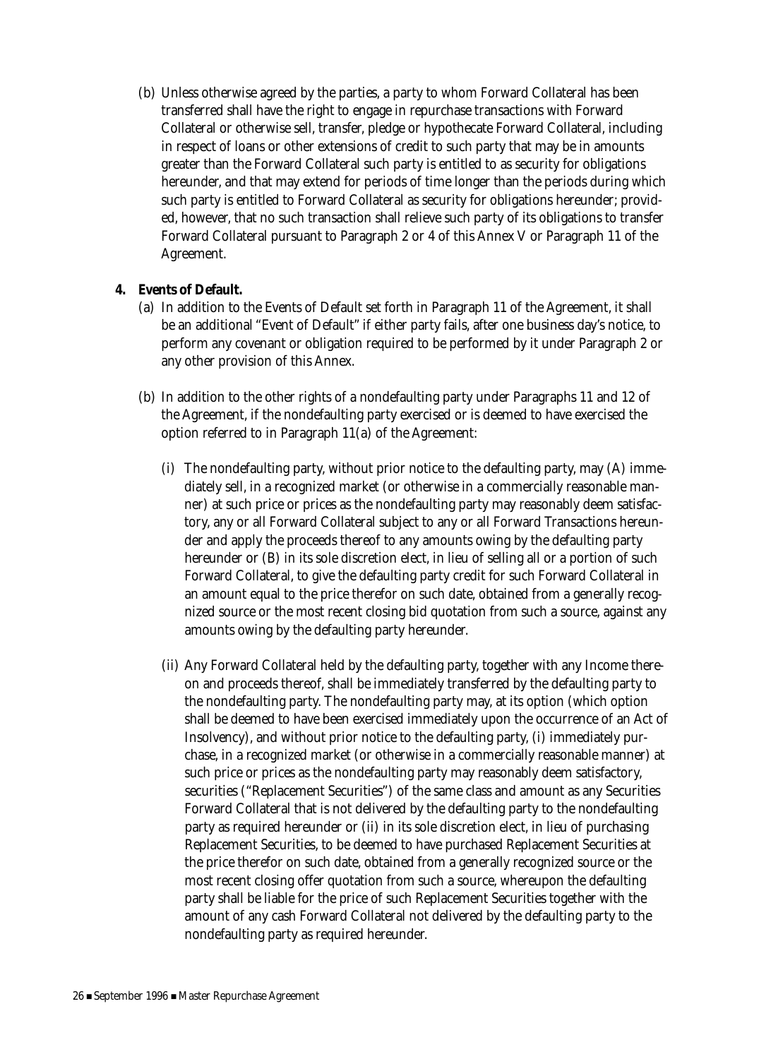(b) Unless otherwise agreed by the parties, a party to whom Forward Collateral has been transferred shall have the right to engage in repurchase transactions with Forward Collateral or otherwise sell, transfer, pledge or hypothecate Forward Collateral, including in respect of loans or other extensions of credit to such party that may be in amounts greater than the Forward Collateral such party is entitled to as security for obligations hereunder, and that may extend for periods of time longer than the periods during which such party is entitled to Forward Collateral as security for obligations hereunder; provided, however, that no such transaction shall relieve such party of its obligations to transfer Forward Collateral pursuant to Paragraph 2 or 4 of this Annex V or Paragraph 11 of the Agreement.

**4. Events of Default.**

(a) In addition to the Events of Default set forth in Paragraph 11 of the Agreement, it shall be an additional "Event of Default" if either party fails, after one business day's notice, to perform any covenant or obligation required to be performed by it under Paragraph 2 or any other provision of this Annex.

(b) In addition to the other rights of a nondefaulting party under Paragraphs 11 and 12 of the Agreement, if the nondefaulting party exercised or is deemed to have exercised the option referred to in Paragraph 11(a) of the Agreement:

(i) The nondefaulting party, without prior notice to the defaulting party, may (A) immediately sell, in a recognized market (or otherwise in a commercially reasonable manner) at such price or prices as the nondefaulting party may reasonably deem satisfactory, any or all Forward Collateral subject to any or all Forward Transactions hereunder and apply the proceeds thereof to any amounts owing by the defaulting party hereunder or (B) in its sole discretion elect, in lieu of selling all or a portion of such Forward Collateral, to give the defaulting party credit for such Forward Collateral in an amount equal to the price therefor on such date, obtained from a generally recognized source or the most recent closing bid quotation from such a source, against any amounts owing by the defaulting party hereunder.

(ii) Any Forward Collateral held by the defaulting party, together with any Income thereon and proceeds thereof, shall be immediately transferred by the defaulting party to the nondefaulting party. The nondefaulting party may, at its option (which option shall be deemed to have been exercised immediately upon the occurrence of an Act of Insolvency), and without prior notice to the defaulting party, (i) immediately purchase, in a recognized market (or otherwise in a commercially reasonable manner) at such price or prices as the nondefaulting party may reasonably deem satisfactory, securities ("Replacement Securities") of the same class and amount as any Securities Forward Collateral that is not delivered by the defaulting party to the nondefaulting party as required hereunder or (ii) in its sole discretion elect, in lieu of purchasing Replacement Securities, to be deemed to have purchased Replacement Securities at the price therefor on such date, obtained from a generally recognized source or the most recent closing offer quotation from such a source, whereupon the defaulting party shall be liable for the price of such Replacement Securities together with the amount of any cash Forward Collateral not delivered by the defaulting party to the nondefaulting party as required hereunder.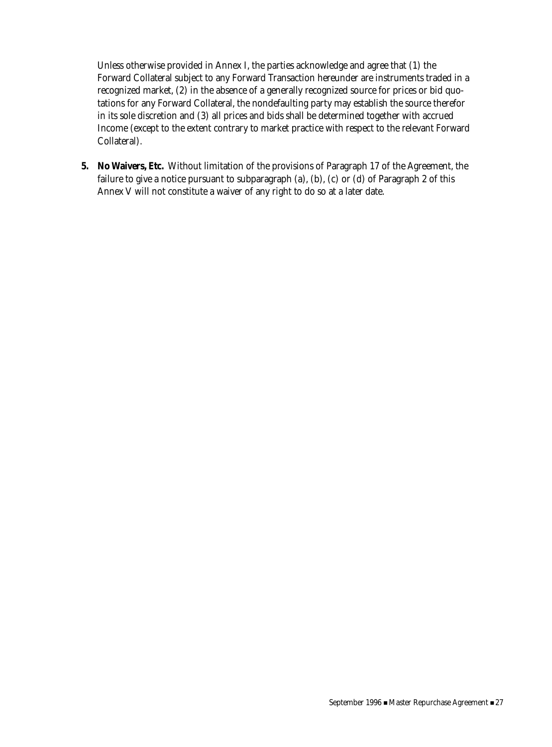Unless otherwise provided in Annex I, the parties acknowledge and agree that (1) the Forward Collateral subject to any Forward Transaction hereunder are instruments traded in a recognized market, (2) in the absence of a generally recognized source for prices or bid quotations for any Forward Collateral, the nondefaulting party may establish the source therefor in its sole discretion and (3) all prices and bids shall be determined together with accrued Income (except to the extent contrary to market practice with respect to the relevant Forward Collateral).

**5. No Waivers, Etc.** Without limitation of the provisions of Paragraph 17 of the Agreement, the failure to give a notice pursuant to subparagraph (a), (b), (c) or (d) of Paragraph 2 of this Annex V will not constitute a waiver of any right to do so at a later date.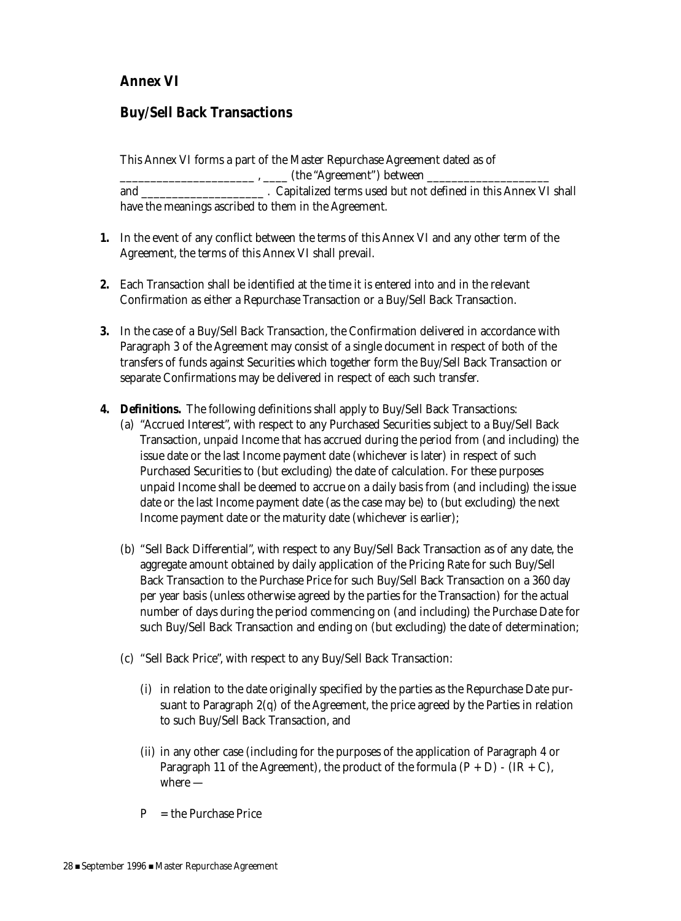## Annex VI

## Buy/Sell Back Transactions

This Annex VI forms a part of the Master Repurchase Agreement dated as of ______________________ , ____ (the "Agreement") between ____________________ and ____________________ . Capitalized terms used but not defined in this Annex VI shall have the meanings ascribed to them in the Agreement.

**1.** In the event of any conflict between the terms of this Annex VI and any other term of the Agreement, the terms of this Annex VI shall prevail.

**2.** Each Transaction shall be identified at the time it is entered into and in the relevant Confirmation as either a Repurchase Transaction or a Buy/Sell Back Transaction.

**3.** In the case of a Buy/Sell Back Transaction, the Confirmation delivered in accordance with Paragraph 3 of the Agreement may consist of a single document in respect of both of the transfers of funds against Securities which together form the Buy/Sell Back Transaction or separate Confirmations may be delivered in respect of each such transfer.

**4. Definitions.** The following definitions shall apply to Buy/Sell Back Transactions:

(a) "Accrued Interest", with respect to any Purchased Securities subject to a Buy/Sell Back Transaction, unpaid Income that has accrued during the period from (and including) the issue date or the last Income payment date (whichever is later) in respect of such Purchased Securities to (but excluding) the date of calculation. For these purposes unpaid Income shall be deemed to accrue on a daily basis from (and including) the issue date or the last Income payment date (as the case may be) to (but excluding) the next Income payment date or the maturity date (whichever is earlier);

(b) "Sell Back Differential", with respect to any Buy/Sell Back Transaction as of any date, the aggregate amount obtained by daily application of the Pricing Rate for such Buy/Sell Back Transaction to the Purchase Price for such Buy/Sell Back Transaction on a 360 day per year basis (unless otherwise agreed by the parties for the Transaction) for the actual number of days during the period commencing on (and including) the Purchase Date for such Buy/Sell Back Transaction and ending on (but excluding) the date of determination;

(c) "Sell Back Price", with respect to any Buy/Sell Back Transaction:

(i) in relation to the date originally specified by the parties as the Repurchase Date pursuant to Paragraph 2(q) of the Agreement, the price agreed by the Parties in relation to such Buy/Sell Back Transaction, and

(ii) in any other case (including for the purposes of the application of Paragraph 4 or Paragraph 11 of the Agreement), the product of the formula $(P + D) - (IR + C)$, where —

$P$ = the Purchase Price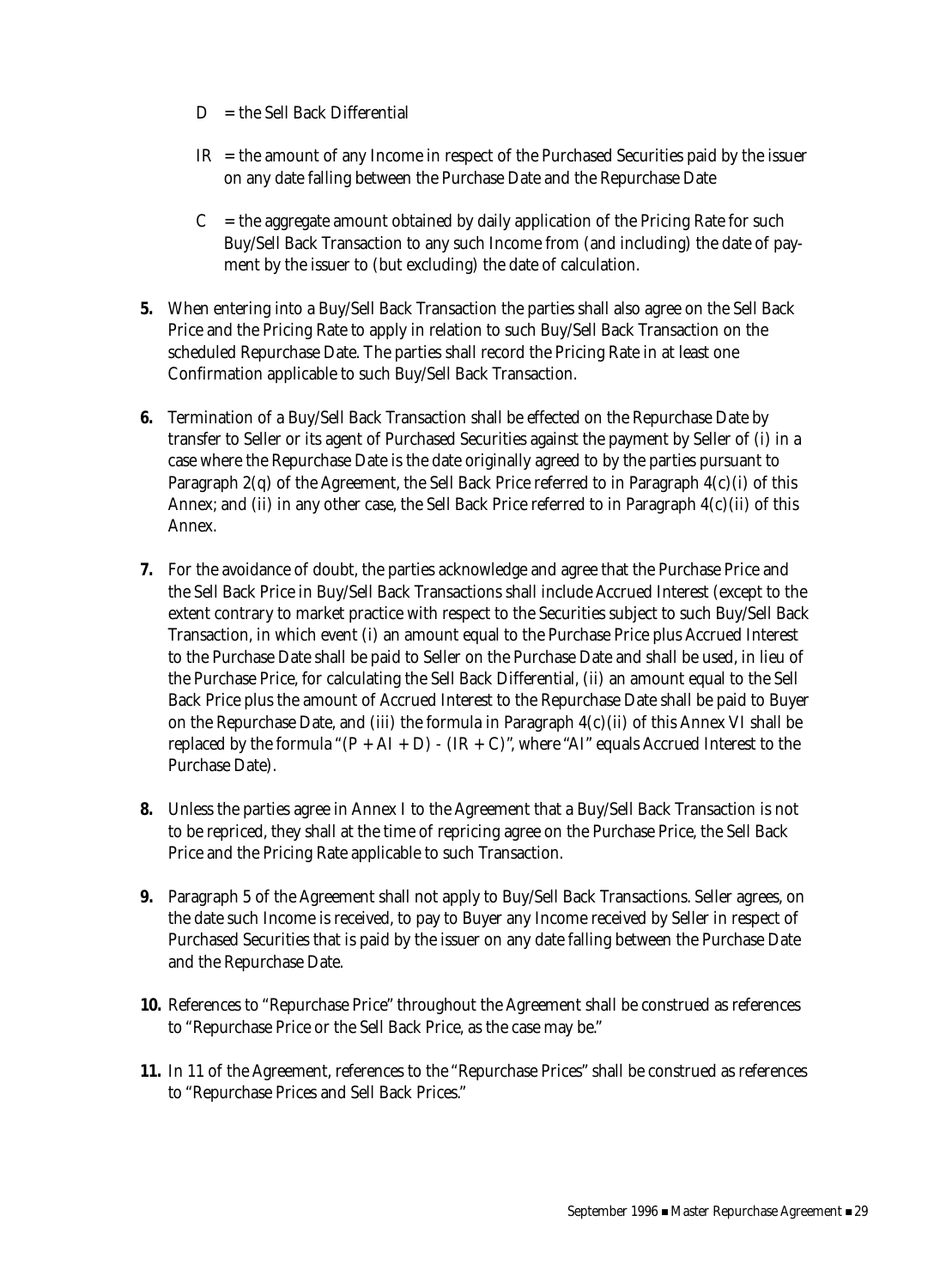D = the Sell Back Differential

IR = the amount of any Income in respect of the Purchased Securities paid by the issuer on any date falling between the Purchase Date and the Repurchase Date

C = the aggregate amount obtained by daily application of the Pricing Rate for such Buy/Sell Back Transaction to any such Income from (and including) the date of payment by the issuer to (but excluding) the date of calculation.

**5.** When entering into a Buy/Sell Back Transaction the parties shall also agree on the Sell Back Price and the Pricing Rate to apply in relation to such Buy/Sell Back Transaction on the scheduled Repurchase Date. The parties shall record the Pricing Rate in at least one Confirmation applicable to such Buy/Sell Back Transaction.

**6.** Termination of a Buy/Sell Back Transaction shall be effected on the Repurchase Date by transfer to Seller or its agent of Purchased Securities against the payment by Seller of (i) in a case where the Repurchase Date is the date originally agreed to by the parties pursuant to Paragraph 2(q) of the Agreement, the Sell Back Price referred to in Paragraph 4(c)(i) of this Annex; and (ii) in any other case, the Sell Back Price referred to in Paragraph 4(c)(ii) of this Annex.

**7.** For the avoidance of doubt, the parties acknowledge and agree that the Purchase Price and the Sell Back Price in Buy/Sell Back Transactions shall include Accrued Interest (except to the extent contrary to market practice with respect to the Securities subject to such Buy/Sell Back Transaction, in which event (i) an amount equal to the Purchase Price plus Accrued Interest to the Purchase Date shall be paid to Seller on the Purchase Date and shall be used, in lieu of the Purchase Price, for calculating the Sell Back Differential, (ii) an amount equal to the Sell Back Price plus the amount of Accrued Interest to the Repurchase Date shall be paid to Buyer on the Repurchase Date, and (iii) the formula in Paragraph 4(c)(ii) of this Annex VI shall be replaced by the formula "(P + AI + D) - (IR + C)", where "AI" equals Accrued Interest to the Purchase Date).

**8.** Unless the parties agree in Annex I to the Agreement that a Buy/Sell Back Transaction is not to be repriced, they shall at the time of repricing agree on the Purchase Price, the Sell Back Price and the Pricing Rate applicable to such Transaction.

**9.** Paragraph 5 of the Agreement shall not apply to Buy/Sell Back Transactions. Seller agrees, on the date such Income is received, to pay to Buyer any Income received by Seller in respect of Purchased Securities that is paid by the issuer on any date falling between the Purchase Date and the Repurchase Date.

**10.** References to "Repurchase Price" throughout the Agreement shall be construed as references to "Repurchase Price or the Sell Back Price, as the case may be."

**11.** In 11 of the Agreement, references to the "Repurchase Prices" shall be construed as references to "Repurchase Prices and Sell Back Prices."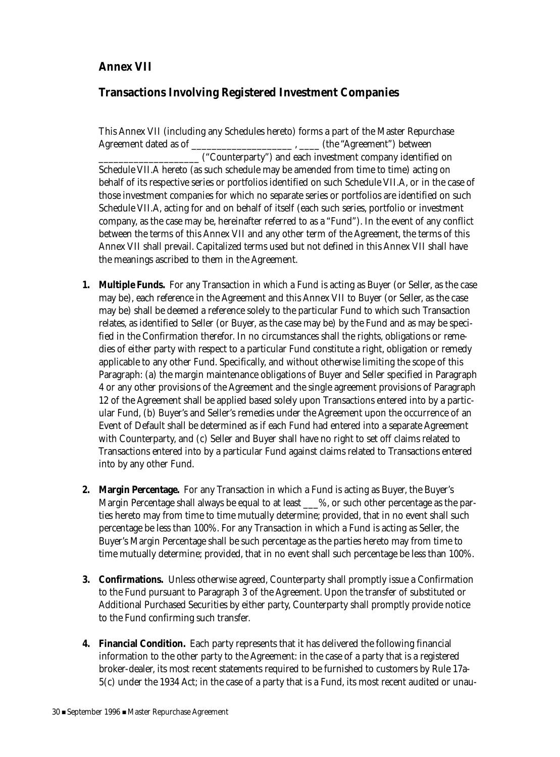## Annex VII

## Transactions Involving Registered Investment Companies

This Annex VII (including any Schedules hereto) forms a part of the Master Repurchase Agreement dated as of ____________________ , ____ (the "Agreement") between ____________________ ("Counterparty") and each investment company identified on Schedule VII.A hereto (as such schedule may be amended from time to time) acting on behalf of its respective series or portfolios identified on such Schedule VII.A, or in the case of those investment companies for which no separate series or portfolios are identified on such Schedule VII.A, acting for and on behalf of itself (each such series, portfolio or investment company, as the case may be, hereinafter referred to as a "Fund"). In the event of any conflict between the terms of this Annex VII and any other term of the Agreement, the terms of this Annex VII shall prevail. Capitalized terms used but not defined in this Annex VII shall have the meanings ascribed to them in the Agreement.

1. **Multiple Funds.** For any Transaction in which a Fund is acting as Buyer (or Seller, as the case may be), each reference in the Agreement and this Annex VII to Buyer (or Seller, as the case may be) shall be deemed a reference solely to the particular Fund to which such Transaction relates, as identified to Seller (or Buyer, as the case may be) by the Fund and as may be specified in the Confirmation therefor. In no circumstances shall the rights, obligations or remedies of either party with respect to a particular Fund constitute a right, obligation or remedy applicable to any other Fund. Specifically, and without otherwise limiting the scope of this Paragraph: (a) the margin maintenance obligations of Buyer and Seller specified in Paragraph 4 or any other provisions of the Agreement and the single agreement provisions of Paragraph 12 of the Agreement shall be applied based solely upon Transactions entered into by a particular Fund, (b) Buyer's and Seller's remedies under the Agreement upon the occurrence of an Event of Default shall be determined as if each Fund had entered into a separate Agreement with Counterparty, and (c) Seller and Buyer shall have no right to set off claims related to Transactions entered into by a particular Fund against claims related to Transactions entered into by any other Fund.

2. **Margin Percentage.** For any Transaction in which a Fund is acting as Buyer, the Buyer's Margin Percentage shall always be equal to at least ___%, or such other percentage as the parties hereto may from time to time mutually determine; provided, that in no event shall such percentage be less than 100%. For any Transaction in which a Fund is acting as Seller, the Buyer's Margin Percentage shall be such percentage as the parties hereto may from time to time mutually determine; provided, that in no event shall such percentage be less than 100%.

3. **Confirmations.** Unless otherwise agreed, Counterparty shall promptly issue a Confirmation to the Fund pursuant to Paragraph 3 of the Agreement. Upon the transfer of substituted or Additional Purchased Securities by either party, Counterparty shall promptly provide notice to the Fund confirming such transfer.

4. **Financial Condition.** Each party represents that it has delivered the following financial information to the other party to the Agreement: in the case of a party that is a registered broker-dealer, its most recent statements required to be furnished to customers by Rule 17a-5(c) under the 1934 Act; in the case of a party that is a Fund, its most recent audited or unau-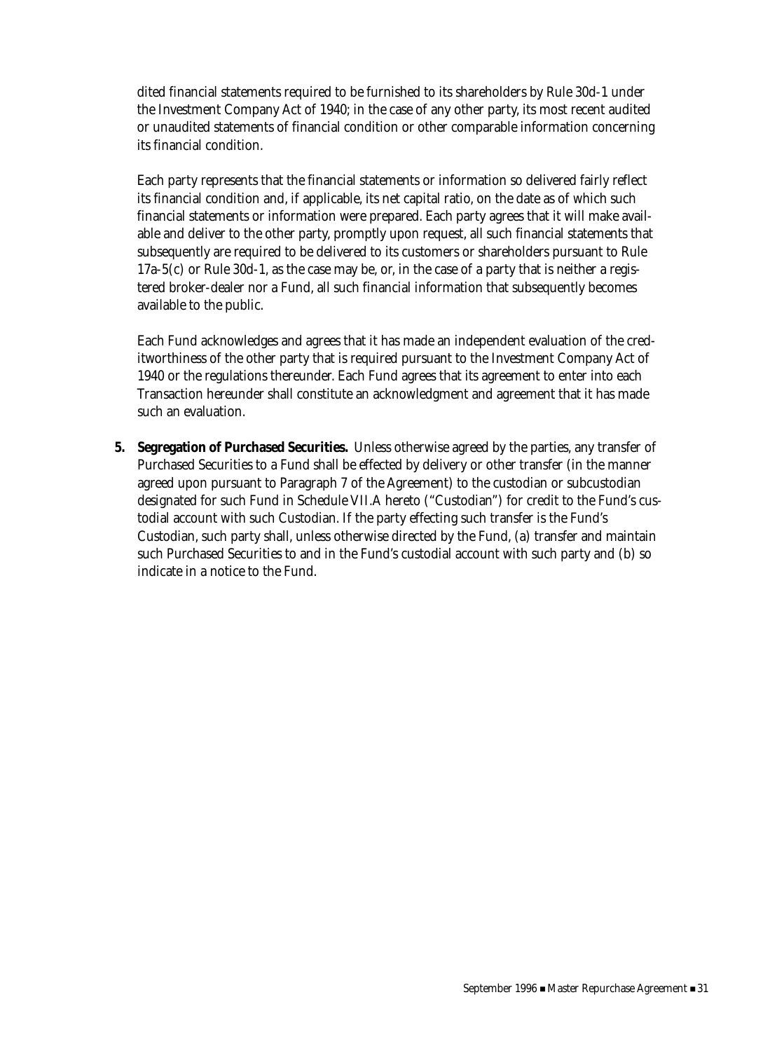dited financial statements required to be furnished to its shareholders by Rule 30d-1 under the Investment Company Act of 1940; in the case of any other party, its most recent audited or unaudited statements of financial condition or other comparable information concerning its financial condition.

Each party represents that the financial statements or information so delivered fairly reflect its financial condition and, if applicable, its net capital ratio, on the date as of which such financial statements or information were prepared. Each party agrees that it will make available and deliver to the other party, promptly upon request, all such financial statements that subsequently are required to be delivered to its customers or shareholders pursuant to Rule 17a-5(c) or Rule 30d-1, as the case may be, or, in the case of a party that is neither a registered broker-dealer nor a Fund, all such financial information that subsequently becomes available to the public.

Each Fund acknowledges and agrees that it has made an independent evaluation of the creditworthiness of the other party that is required pursuant to the Investment Company Act of 1940 or the regulations thereunder. Each Fund agrees that its agreement to enter into each Transaction hereunder shall constitute an acknowledgment and agreement that it has made such an evaluation.

5. **Segregation of Purchased Securities.** Unless otherwise agreed by the parties, any transfer of Purchased Securities to a Fund shall be effected by delivery or other transfer (in the manner agreed upon pursuant to Paragraph 7 of the Agreement) to the custodian or subcustodian designated for such Fund in Schedule VII.A hereto ("Custodian") for credit to the Fund's custodial account with such Custodian. If the party effecting such transfer is the Fund's Custodian, such party shall, unless otherwise directed by the Fund, (a) transfer and maintain such Purchased Securities to and in the Fund's custodial account with such party and (b) so indicate in a notice to the Fund.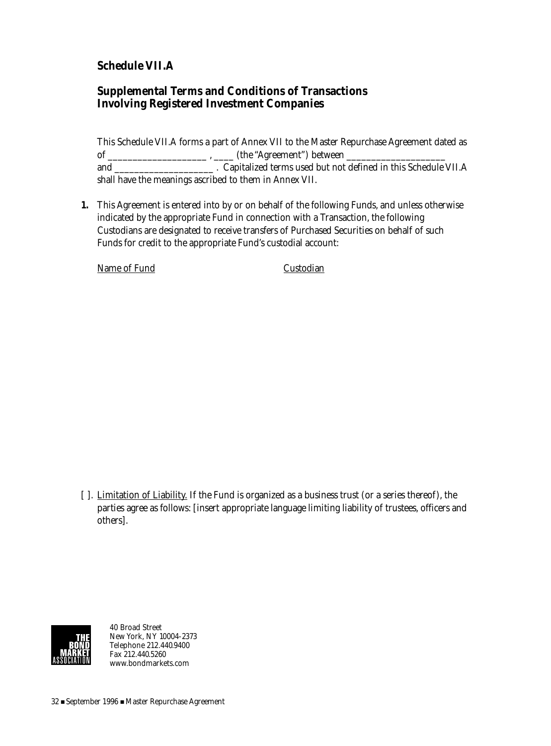## Schedule VII.A

## Supplemental Terms and Conditions of Transactions Involving Registered Investment Companies

This Schedule VII.A forms a part of Annex VII to the Master Repurchase Agreement dated as of ____________________ , ____ (the "Agreement") between ____________________ and ____________________ . Capitalized terms used but not defined in this Schedule VII.A shall have the meanings ascribed to them in Annex VII.

**1.** This Agreement is entered into by or on behalf of the following Funds, and unless otherwise indicated by the appropriate Fund in connection with a Transaction, the following Custodians are designated to receive transfers of Purchased Securities on behalf of such Funds for credit to the appropriate Fund's custodial account:

| Name of Fund | Custodian |
| --- | --- |

[ ]. Limitation of Liability. If the Fund is organized as a business trust (or a series thereof), the parties agree as follows: [insert appropriate language limiting liability of trustees, officers and others].

THE BOND MARKET ASSOCIATION

40 Broad Street
New York, NY 10004-2373
Telephone 212.440.9400
Fax 212.440.5260
www.bondmarkets.com